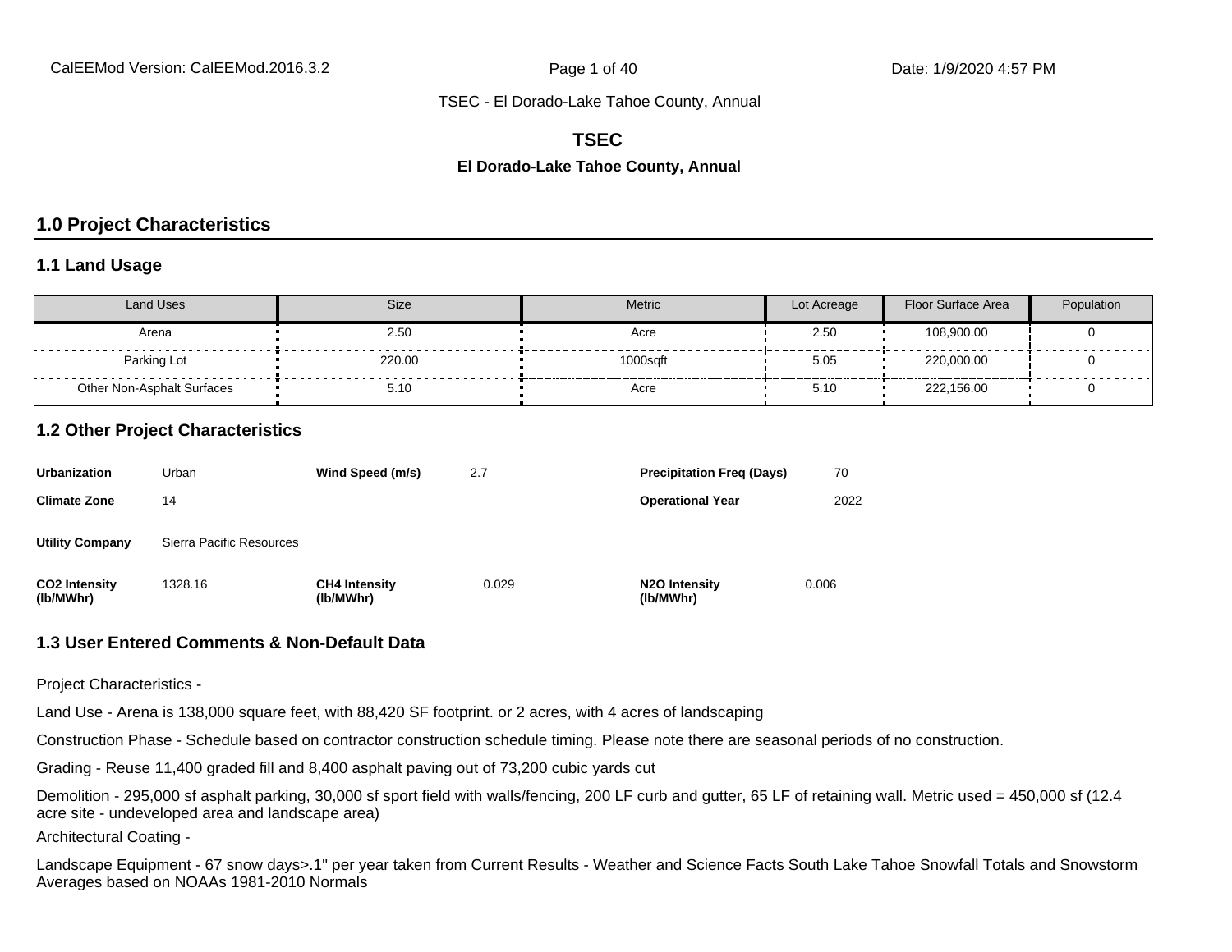# TSEC

**El Dorado-Lake Tahoe County, Annual**

## 1.0 Project Characteristics

### 1.1 Land Usage

| Land Uses | Size | Metric | Lot Acreage | Floor Surface Area | Population |
|---|---|---|---|---|---|
| Arena | 2.50 | Acre | 2.50 | 108,900.00 | 0 |
| Parking Lot | 220.00 | 1000sqft | 5.05 | 220,000.00 | 0 |
| Other Non-Asphalt Surfaces | 5.10 | Acre | 5.10 | 222,156.00 | 0 |

### 1.2 Other Project Characteristics

| | | | | | |
|---|---|---|---|---|---|
| **Urbanization** | Urban | **Wind Speed (m/s)** | 2.7 | **Precipitation Freq (Days)** | 70 |
| **Climate Zone** | 14 | | | **Operational Year** | 2022 |
| **Utility Company** | Sierra Pacific Resources | | | | |
| **CO2 Intensity (lb/MWhr)** | 1328.16 | **CH4 Intensity (lb/MWhr)** | 0.029 | **N2O Intensity (lb/MWhr)** | 0.006 |

### 1.3 User Entered Comments & Non-Default Data

Project Characteristics -

Land Use - Arena is 138,000 square feet, with 88,420 SF footprint. or 2 acres, with 4 acres of landscaping

Construction Phase - Schedule based on contractor construction schedule timing. Please note there are seasonal periods of no construction.

Grading - Reuse 11,400 graded fill and 8,400 asphalt paving out of 73,200 cubic yards cut

Demolition - 295,000 sf asphalt parking, 30,000 sf sport field with walls/fencing, 200 LF curb and gutter, 65 LF of retaining wall. Metric used = 450,000 sf (12.4 acre site - undeveloped area and landscape area)

Architectural Coating -

Landscape Equipment - 67 snow days>.1" per year taken from Current Results - Weather and Science Facts South Lake Tahoe Snowfall Totals and Snowstorm Averages based on NOAAs 1981-2010 Normals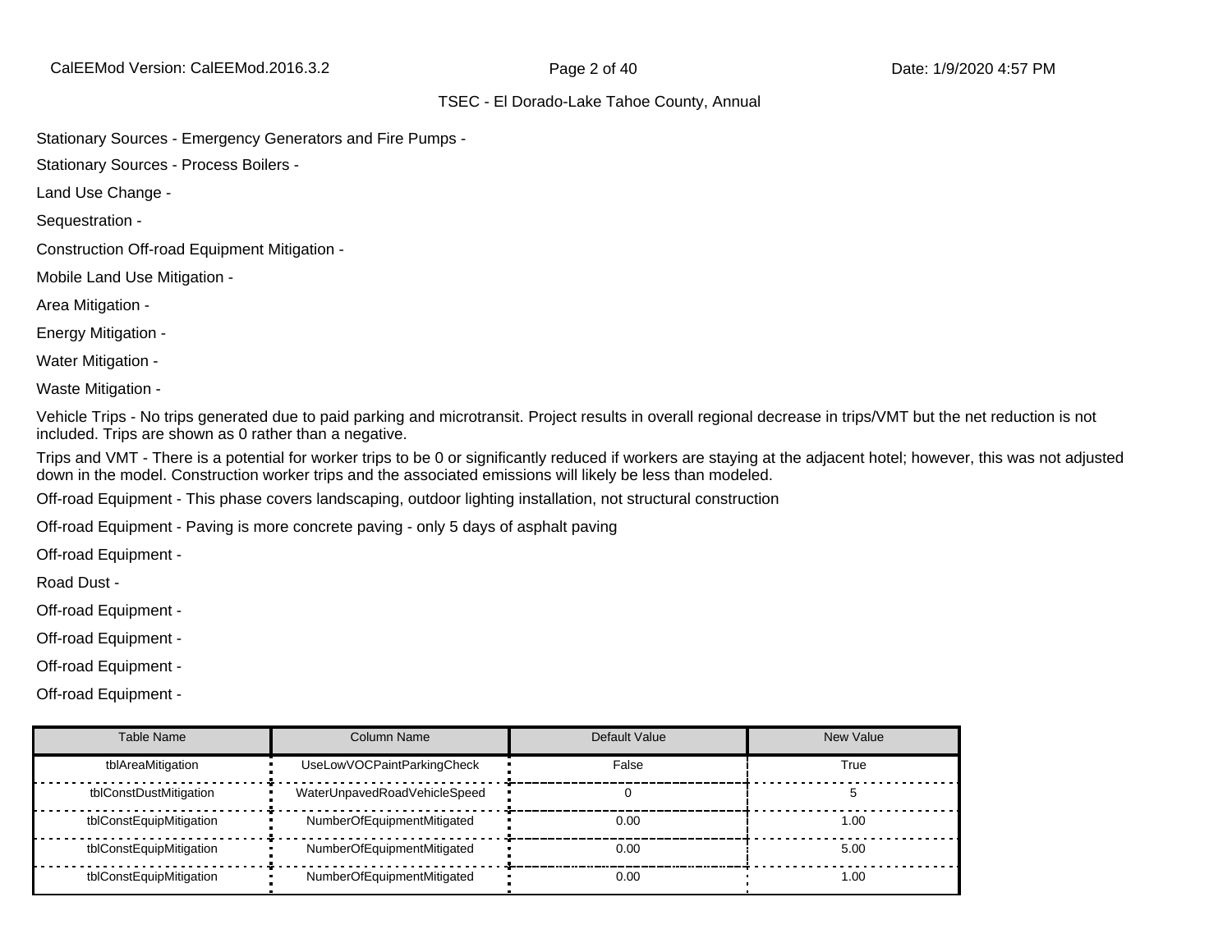Stationary Sources - Emergency Generators and Fire Pumps -

Stationary Sources - Process Boilers -

Land Use Change -

Sequestration -

Construction Off-road Equipment Mitigation -

Mobile Land Use Mitigation -

Area Mitigation -

Energy Mitigation -

Water Mitigation -

Waste Mitigation -

Vehicle Trips - No trips generated due to paid parking and microtransit. Project results in overall regional decrease in trips/VMT but the net reduction is not included. Trips are shown as 0 rather than a negative.

Trips and VMT - There is a potential for worker trips to be 0 or significantly reduced if workers are staying at the adjacent hotel; however, this was not adjusted down in the model. Construction worker trips and the associated emissions will likely be less than modeled.

Off-road Equipment - This phase covers landscaping, outdoor lighting installation, not structural construction

Off-road Equipment - Paving is more concrete paving - only 5 days of asphalt paving

Off-road Equipment -

Road Dust -

Off-road Equipment -

Off-road Equipment -

Off-road Equipment -

Off-road Equipment -

| Table Name | Column Name | Default Value | New Value |
|---|---|---|---|
| tblAreaMitigation | UseLowVOCPaintParkingCheck | False | True |
| tblConstDustMitigation | WaterUnpavedRoadVehicleSpeed | 0 | 5 |
| tblConstEquipMitigation | NumberOfEquipmentMitigated | 0.00 | 1.00 |
| tblConstEquipMitigation | NumberOfEquipmentMitigated | 0.00 | 5.00 |
| tblConstEquipMitigation | NumberOfEquipmentMitigated | 0.00 | 1.00 |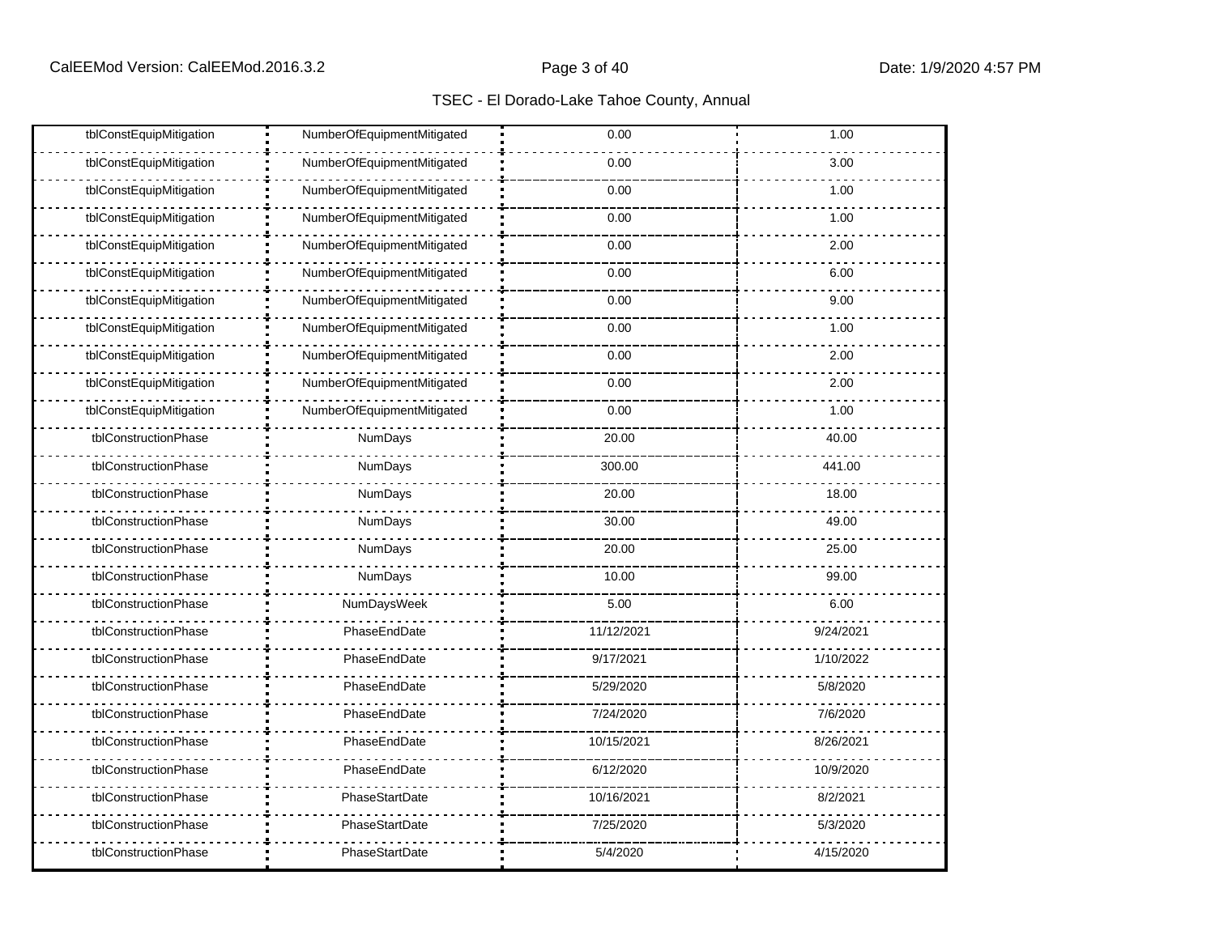| | | | |
|---|---|---|---|
| tblConstEquipMitigation | NumberOfEquipmentMitigated | 0.00 | 1.00 |
| tblConstEquipMitigation | NumberOfEquipmentMitigated | 0.00 | 3.00 |
| tblConstEquipMitigation | NumberOfEquipmentMitigated | 0.00 | 1.00 |
| tblConstEquipMitigation | NumberOfEquipmentMitigated | 0.00 | 1.00 |
| tblConstEquipMitigation | NumberOfEquipmentMitigated | 0.00 | 2.00 |
| tblConstEquipMitigation | NumberOfEquipmentMitigated | 0.00 | 6.00 |
| tblConstEquipMitigation | NumberOfEquipmentMitigated | 0.00 | 9.00 |
| tblConstEquipMitigation | NumberOfEquipmentMitigated | 0.00 | 1.00 |
| tblConstEquipMitigation | NumberOfEquipmentMitigated | 0.00 | 2.00 |
| tblConstEquipMitigation | NumberOfEquipmentMitigated | 0.00 | 2.00 |
| tblConstEquipMitigation | NumberOfEquipmentMitigated | 0.00 | 1.00 |
| tblConstructionPhase | NumDays | 20.00 | 40.00 |
| tblConstructionPhase | NumDays | 300.00 | 441.00 |
| tblConstructionPhase | NumDays | 20.00 | 18.00 |
| tblConstructionPhase | NumDays | 30.00 | 49.00 |
| tblConstructionPhase | NumDays | 20.00 | 25.00 |
| tblConstructionPhase | NumDays | 10.00 | 99.00 |
| tblConstructionPhase | NumDaysWeek | 5.00 | 6.00 |
| tblConstructionPhase | PhaseEndDate | 11/12/2021 | 9/24/2021 |
| tblConstructionPhase | PhaseEndDate | 9/17/2021 | 1/10/2022 |
| tblConstructionPhase | PhaseEndDate | 5/29/2020 | 5/8/2020 |
| tblConstructionPhase | PhaseEndDate | 7/24/2020 | 7/6/2020 |
| tblConstructionPhase | PhaseEndDate | 10/15/2021 | 8/26/2021 |
| tblConstructionPhase | PhaseEndDate | 6/12/2020 | 10/9/2020 |
| tblConstructionPhase | PhaseStartDate | 10/16/2021 | 8/2/2021 |
| tblConstructionPhase | PhaseStartDate | 7/25/2020 | 5/3/2020 |
| tblConstructionPhase | PhaseStartDate | 5/4/2020 | 4/15/2020 |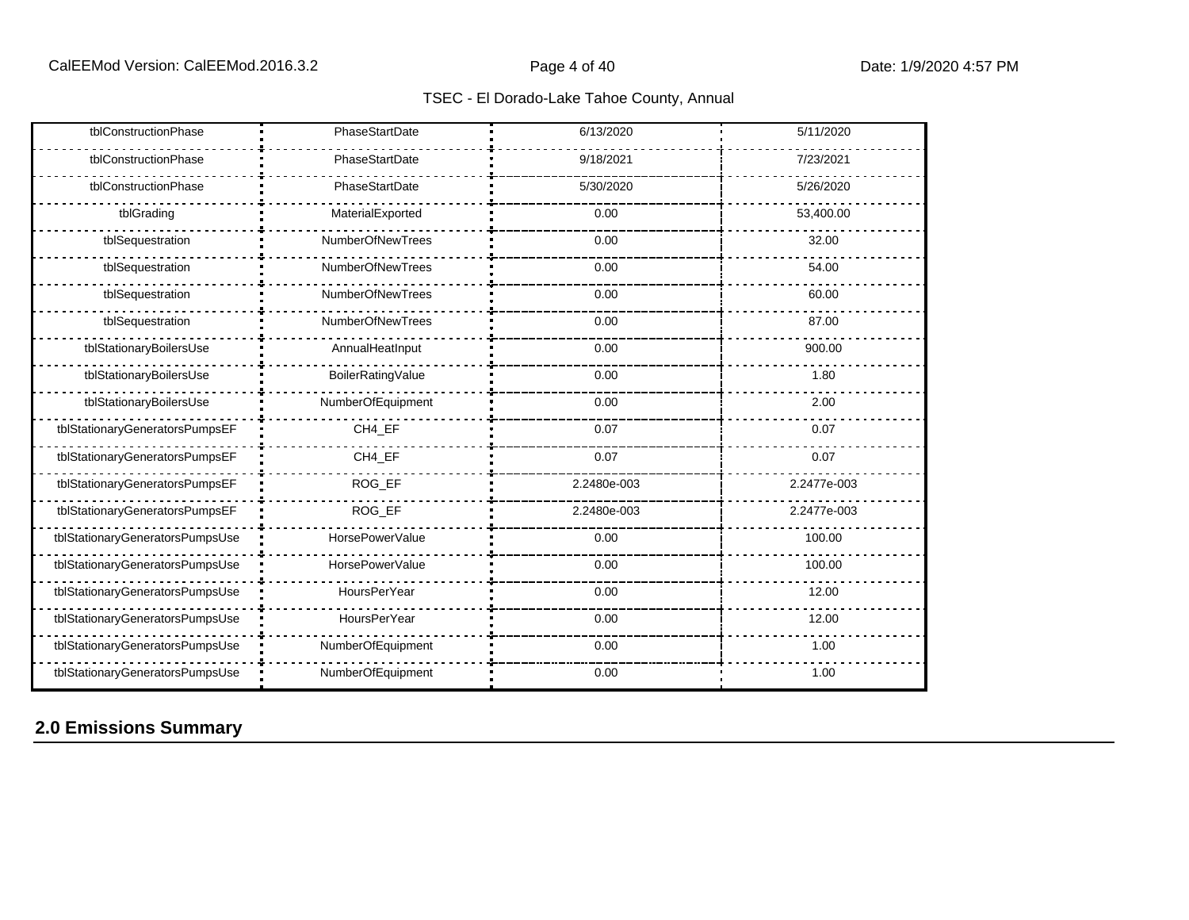| | | | |
|---|---|---|---|
| tblConstructionPhase | PhaseStartDate | 6/13/2020 | 5/11/2020 |
| tblConstructionPhase | PhaseStartDate | 9/18/2021 | 7/23/2021 |
| tblConstructionPhase | PhaseStartDate | 5/30/2020 | 5/26/2020 |
| tblGrading | MaterialExported | 0.00 | 53,400.00 |
| tblSequestration | NumberOfNewTrees | 0.00 | 32.00 |
| tblSequestration | NumberOfNewTrees | 0.00 | 54.00 |
| tblSequestration | NumberOfNewTrees | 0.00 | 60.00 |
| tblSequestration | NumberOfNewTrees | 0.00 | 87.00 |
| tblStationaryBoilersUse | AnnualHeatInput | 0.00 | 900.00 |
| tblStationaryBoilersUse | BoilerRatingValue | 0.00 | 1.80 |
| tblStationaryBoilersUse | NumberOfEquipment | 0.00 | 2.00 |
| tblStationaryGeneratorsPumpsEF | CH4_EF | 0.07 | 0.07 |
| tblStationaryGeneratorsPumpsEF | CH4_EF | 0.07 | 0.07 |
| tblStationaryGeneratorsPumpsEF | ROG_EF | 2.2480e-003 | 2.2477e-003 |
| tblStationaryGeneratorsPumpsEF | ROG_EF | 2.2480e-003 | 2.2477e-003 |
| tblStationaryGeneratorsPumpsUse | HorsePowerValue | 0.00 | 100.00 |
| tblStationaryGeneratorsPumpsUse | HorsePowerValue | 0.00 | 100.00 |
| tblStationaryGeneratorsPumpsUse | HoursPerYear | 0.00 | 12.00 |
| tblStationaryGeneratorsPumpsUse | HoursPerYear | 0.00 | 12.00 |
| tblStationaryGeneratorsPumpsUse | NumberOfEquipment | 0.00 | 1.00 |
| tblStationaryGeneratorsPumpsUse | NumberOfEquipment | 0.00 | 1.00 |

## 2.0 Emissions Summary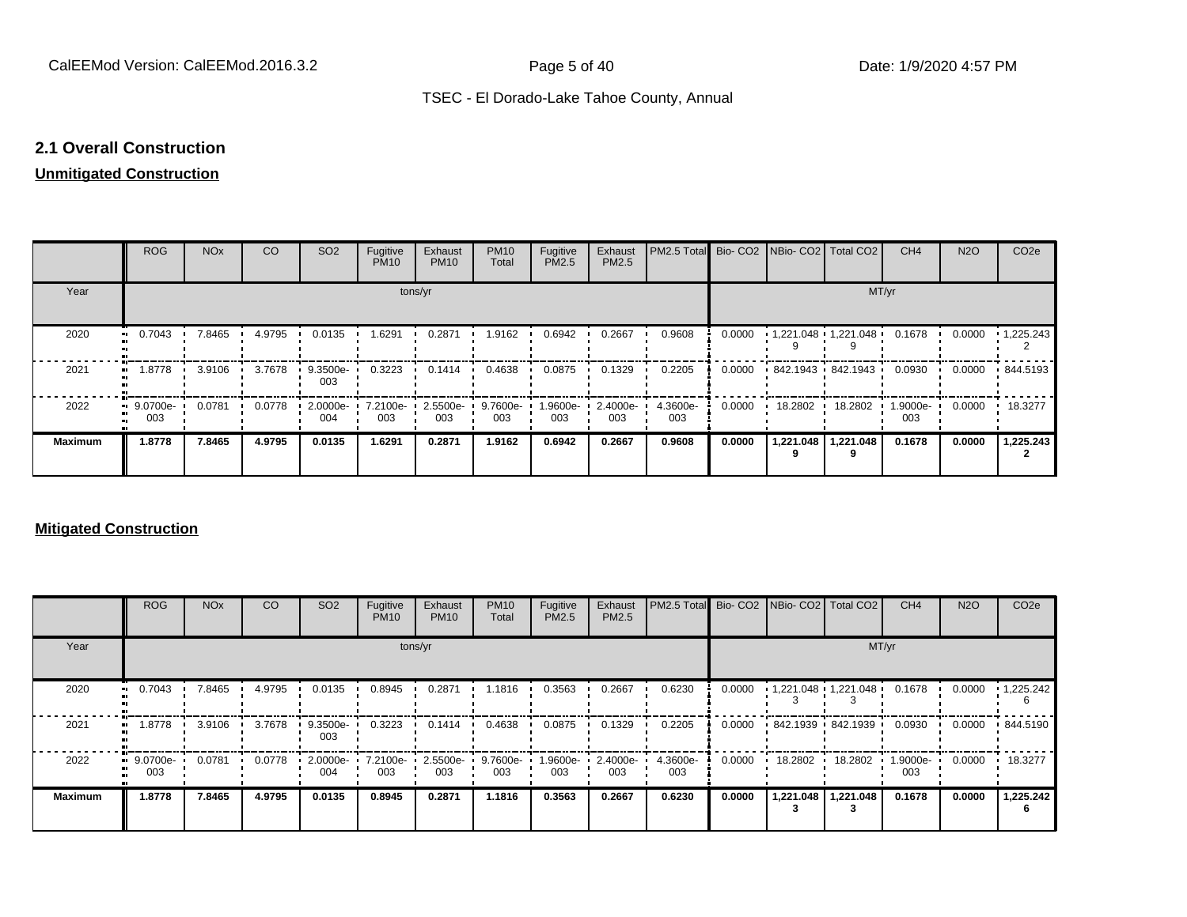## 2.1 Overall Construction

**Unmitigated Construction**

| | ROG | NOx | CO | SO2 | Fugitive PM10 | Exhaust PM10 | PM10 Total | Fugitive PM2.5 | Exhaust PM2.5 | PM2.5 Total | Bio- CO2 | NBio- CO2 | Total CO2 | CH4 | N2O | CO2e |
|---|---|---|---|---|---|---|---|---|---|---|---|---|---|---|---|---|
| Year | tons/yr | | | | | | | | | | MT/yr | | | | | |
| 2020 | 0.7043 | 7.8465 | 4.9795 | 0.0135 | 1.6291 | 0.2871 | 1.9162 | 0.6942 | 0.2667 | 0.9608 | 0.0000 | 1,221.0489 | 1,221.0489 | 0.1678 | 0.0000 | 1,225.2432 |
| 2021 | 1.8778 | 3.9106 | 3.7678 | 9.3500e-003 | 0.3223 | 0.1414 | 0.4638 | 0.0875 | 0.1329 | 0.2205 | 0.0000 | 842.1943 | 842.1943 | 0.0930 | 0.0000 | 844.5193 |
| 2022 | 9.0700e-003 | 0.0781 | 0.0778 | 2.0000e-004 | 7.2100e-003 | 2.5500e-003 | 9.7600e-003 | 1.9600e-003 | 2.4000e-003 | 4.3600e-003 | 0.0000 | 18.2802 | 18.2802 | 1.9000e-003 | 0.0000 | 18.3277 |
| **Maximum** | **1.8778** | **7.8465** | **4.9795** | **0.0135** | **1.6291** | **0.2871** | **1.9162** | **0.6942** | **0.2667** | **0.9608** | **0.0000** | **1,221.0489** | **1,221.0489** | **0.1678** | **0.0000** | **1,225.2432** |

**Mitigated Construction**

| | ROG | NOx | CO | SO2 | Fugitive PM10 | Exhaust PM10 | PM10 Total | Fugitive PM2.5 | Exhaust PM2.5 | PM2.5 Total | Bio- CO2 | NBio- CO2 | Total CO2 | CH4 | N2O | CO2e |
|---|---|---|---|---|---|---|---|---|---|---|---|---|---|---|---|---|
| Year | tons/yr | | | | | | | | | | MT/yr | | | | | |
| 2020 | 0.7043 | 7.8465 | 4.9795 | 0.0135 | 0.8945 | 0.2871 | 1.1816 | 0.3563 | 0.2667 | 0.6230 | 0.0000 | 1,221.0483 | 1,221.0483 | 0.1678 | 0.0000 | 1,225.2426 |
| 2021 | 1.8778 | 3.9106 | 3.7678 | 9.3500e-003 | 0.3223 | 0.1414 | 0.4638 | 0.0875 | 0.1329 | 0.2205 | 0.0000 | 842.1939 | 842.1939 | 0.0930 | 0.0000 | 844.5190 |
| 2022 | 9.0700e-003 | 0.0781 | 0.0778 | 2.0000e-004 | 7.2100e-003 | 2.5500e-003 | 9.7600e-003 | 1.9600e-003 | 2.4000e-003 | 4.3600e-003 | 0.0000 | 18.2802 | 18.2802 | 1.9000e-003 | 0.0000 | 18.3277 |
| **Maximum** | **1.8778** | **7.8465** | **4.9795** | **0.0135** | **0.8945** | **0.2871** | **1.1816** | **0.3563** | **0.2667** | **0.6230** | **0.0000** | **1,221.0483** | **1,221.0483** | **0.1678** | **0.0000** | **1,225.2426** |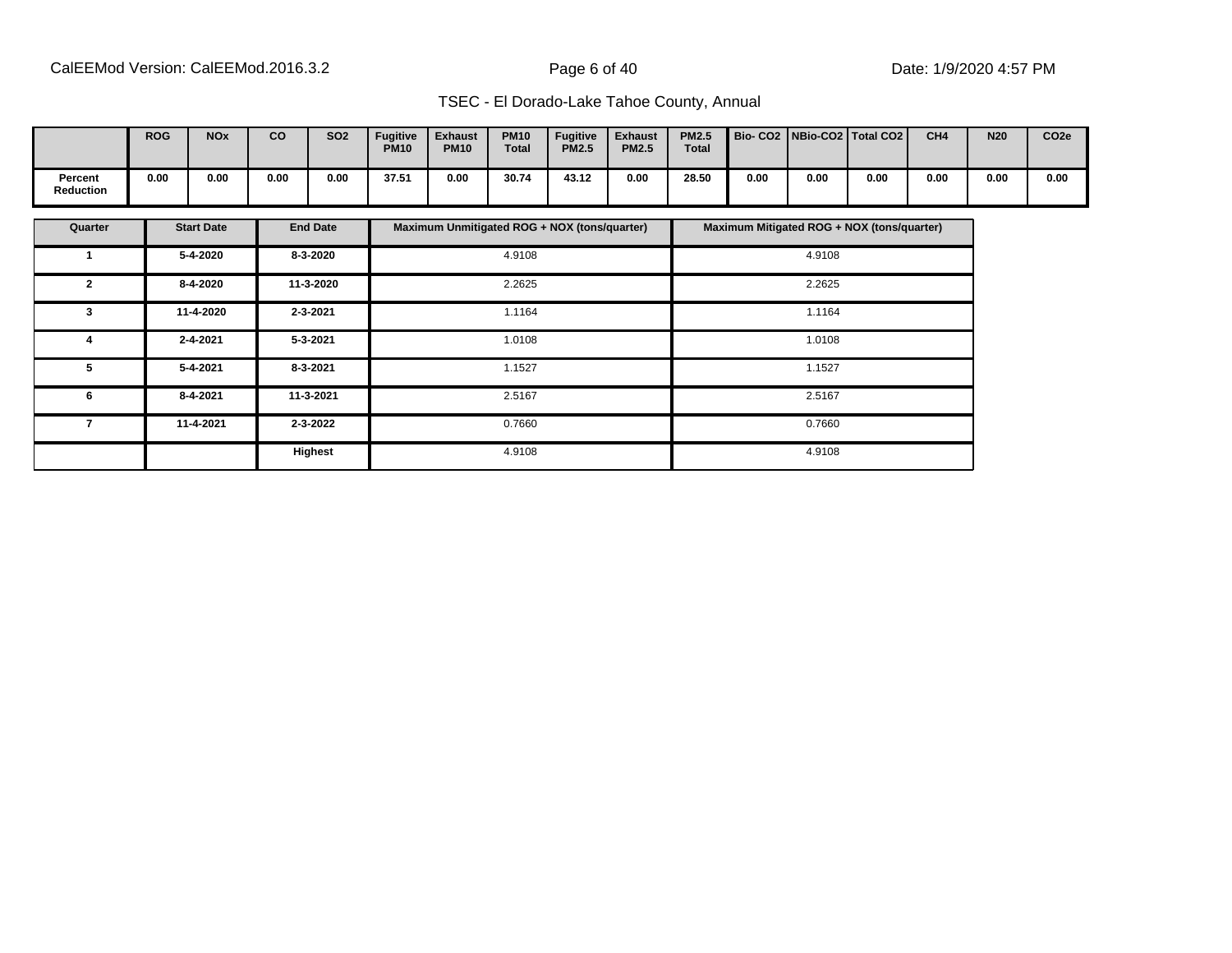|  | ROG | NOx | CO | SO2 | Fugitive PM10 | Exhaust PM10 | PM10 Total | Fugitive PM2.5 | Exhaust PM2.5 | PM2.5 Total | Bio- CO2 | NBio-CO2 | Total CO2 | CH4 | N20 | CO2e |
|---|---|---|---|---|---|---|---|---|---|---|---|---|---|---|---|---|
| Percent Reduction | 0.00 | 0.00 | 0.00 | 0.00 | 37.51 | 0.00 | 30.74 | 43.12 | 0.00 | 28.50 | 0.00 | 0.00 | 0.00 | 0.00 | 0.00 | 0.00 |

| Quarter | Start Date | End Date | Maximum Unmitigated ROG + NOX (tons/quarter) | Maximum Mitigated ROG + NOX (tons/quarter) |
|---|---|---|---|---|
| 1 | 5-4-2020 | 8-3-2020 | 4.9108 | 4.9108 |
| 2 | 8-4-2020 | 11-3-2020 | 2.2625 | 2.2625 |
| 3 | 11-4-2020 | 2-3-2021 | 1.1164 | 1.1164 |
| 4 | 2-4-2021 | 5-3-2021 | 1.0108 | 1.0108 |
| 5 | 5-4-2021 | 8-3-2021 | 1.1527 | 1.1527 |
| 6 | 8-4-2021 | 11-3-2021 | 2.5167 | 2.5167 |
| 7 | 11-4-2021 | 2-3-2022 | 0.7660 | 0.7660 |
|  |  | Highest | 4.9108 | 4.9108 |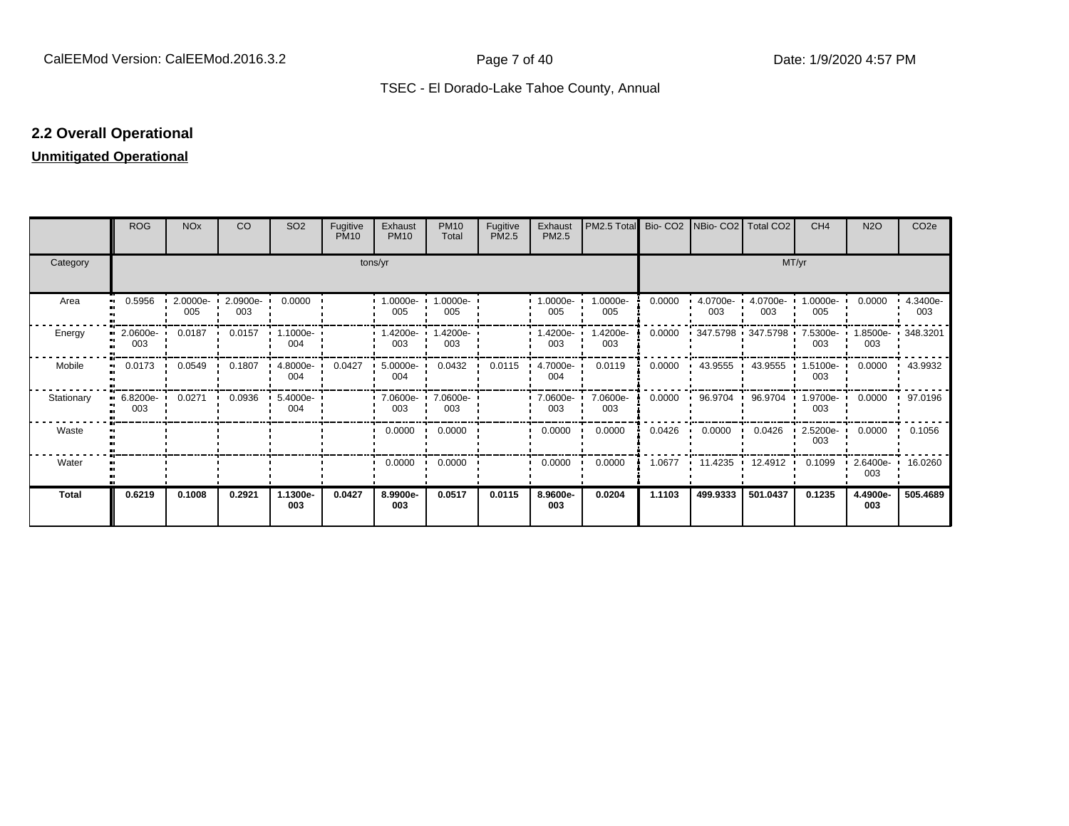## 2.2 Overall Operational

**Unmitigated Operational**

| | ROG | NOx | CO | SO2 | Fugitive PM10 | Exhaust PM10 | PM10 Total | Fugitive PM2.5 | Exhaust PM2.5 | PM2.5 Total | Bio- CO2 | NBio- CO2 | Total CO2 | CH4 | N2O | CO2e |
|---|---|---|---|---|---|---|---|---|---|---|---|---|---|---|---|---|
| Category | tons/yr | | | | | | | | | | MT/yr | | | | | |
| Area | 0.5956 | 2.0000e-005 | 2.0900e-003 | 0.0000 | | 1.0000e-005 | 1.0000e-005 | | 1.0000e-005 | 1.0000e-005 | 0.0000 | 4.0700e-003 | 4.0700e-003 | 1.0000e-005 | 0.0000 | 4.3400e-003 |
| Energy | 2.0600e-003 | 0.0187 | 0.0157 | 1.1000e-004 | | 1.4200e-003 | 1.4200e-003 | | 1.4200e-003 | 1.4200e-003 | 0.0000 | 347.5798 | 347.5798 | 7.5300e-003 | 1.8500e-003 | 348.3201 |
| Mobile | 0.0173 | 0.0549 | 0.1807 | 4.8000e-004 | 0.0427 | 5.0000e-004 | 0.0432 | 0.0115 | 4.7000e-004 | 0.0119 | 0.0000 | 43.9555 | 43.9555 | 1.5100e-003 | 0.0000 | 43.9932 |
| Stationary | 6.8200e-003 | 0.0271 | 0.0936 | 5.4000e-004 | | 7.0600e-003 | 7.0600e-003 | | 7.0600e-003 | 7.0600e-003 | 0.0000 | 96.9704 | 96.9704 | 1.9700e-003 | 0.0000 | 97.0196 |
| Waste | | | | | | 0.0000 | 0.0000 | | 0.0000 | 0.0000 | 0.0426 | 0.0000 | 0.0426 | 2.5200e-003 | 0.0000 | 0.1056 |
| Water | | | | | | 0.0000 | 0.0000 | | 0.0000 | 0.0000 | 1.0677 | 11.4235 | 12.4912 | 0.1099 | 2.6400e-003 | 16.0260 |
| **Total** | **0.6219** | **0.1008** | **0.2921** | **1.1300e-003** | **0.0427** | **8.9900e-003** | **0.0517** | **0.0115** | **8.9600e-003** | **0.0204** | **1.1103** | **499.9333** | **501.0437** | **0.1235** | **4.4900e-003** | **505.4689** |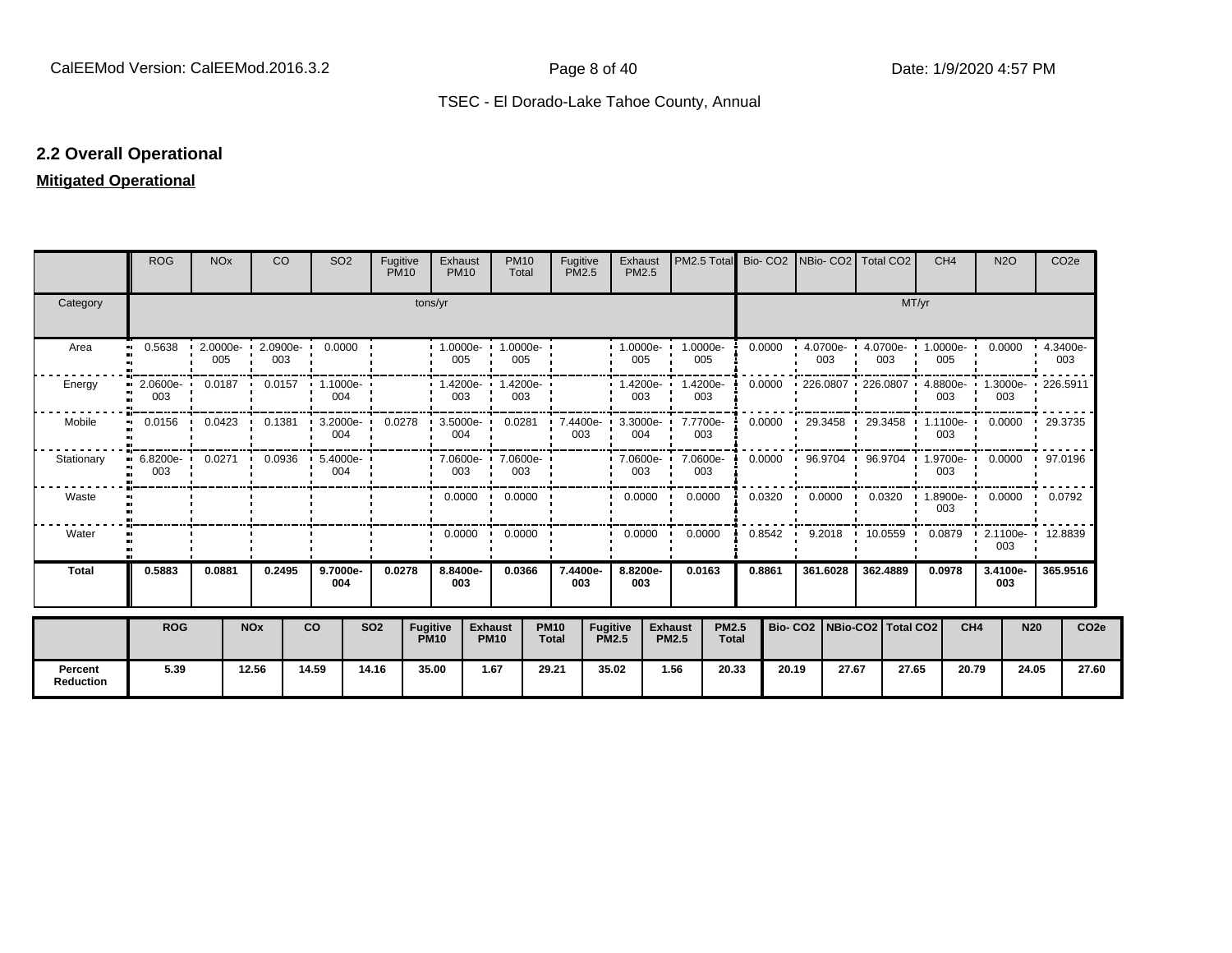## 2.2 Overall Operational

**Mitigated Operational**

| | ROG | NOx | CO | SO2 | Fugitive PM10 | Exhaust PM10 | PM10 Total | Fugitive PM2.5 | Exhaust PM2.5 | PM2.5 Total | Bio- CO2 | NBio- CO2 | Total CO2 | CH4 | N2O | CO2e |
|---|---|---|---|---|---|---|---|---|---|---|---|---|---|---|---|---|
| Category | tons/yr | | | | | | | | | | MT/yr | | | | | |
| Area | 0.5638 | 2.0000e-005 | 2.0900e-003 | 0.0000 | | 1.0000e-005 | 1.0000e-005 | | 1.0000e-005 | 1.0000e-005 | 0.0000 | 4.0700e-003 | 4.0700e-003 | 1.0000e-005 | 0.0000 | 4.3400e-003 |
| Energy | 2.0600e-003 | 0.0187 | 0.0157 | 1.1000e-004 | | 1.4200e-003 | 1.4200e-003 | | 1.4200e-003 | 1.4200e-003 | 0.0000 | 226.0807 | 226.0807 | 4.8800e-003 | 1.3000e-003 | 226.5911 |
| Mobile | 0.0156 | 0.0423 | 0.1381 | 3.2000e-004 | 0.0278 | 3.5000e-004 | 0.0281 | 7.4400e-003 | 3.3000e-004 | 7.7700e-003 | 0.0000 | 29.3458 | 29.3458 | 1.1100e-003 | 0.0000 | 29.3735 |
| Stationary | 6.8200e-003 | 0.0271 | 0.0936 | 5.4000e-004 | | 7.0600e-003 | 7.0600e-003 | | 7.0600e-003 | 7.0600e-003 | 0.0000 | 96.9704 | 96.9704 | 1.9700e-003 | 0.0000 | 97.0196 |
| Waste | | | | | | 0.0000 | 0.0000 | | 0.0000 | 0.0000 | 0.0320 | 0.0000 | 0.0320 | 1.8900e-003 | 0.0000 | 0.0792 |
| Water | | | | | | 0.0000 | 0.0000 | | 0.0000 | 0.0000 | 0.8542 | 9.2018 | 10.0559 | 0.0879 | 2.1100e-003 | 12.8839 |
| **Total** | **0.5883** | **0.0881** | **0.2495** | **9.7000e-004** | **0.0278** | **8.8400e-003** | **0.0366** | **7.4400e-003** | **8.8200e-003** | **0.0163** | **0.8861** | **361.6028** | **362.4889** | **0.0978** | **3.4100e-003** | **365.9516** |

| | ROG | NOx | CO | SO2 | Fugitive PM10 | Exhaust PM10 | PM10 Total | Fugitive PM2.5 | Exhaust PM2.5 | PM2.5 Total | Bio- CO2 | NBio-CO2 | Total CO2 | CH4 | N20 | CO2e |
|---|---|---|---|---|---|---|---|---|---|---|---|---|---|---|---|---|
| **Percent Reduction** | 5.39 | 12.56 | 14.59 | 14.16 | 35.00 | 1.67 | 29.21 | 35.02 | 1.56 | 20.33 | 20.19 | 27.67 | 27.65 | 20.79 | 24.05 | 27.60 |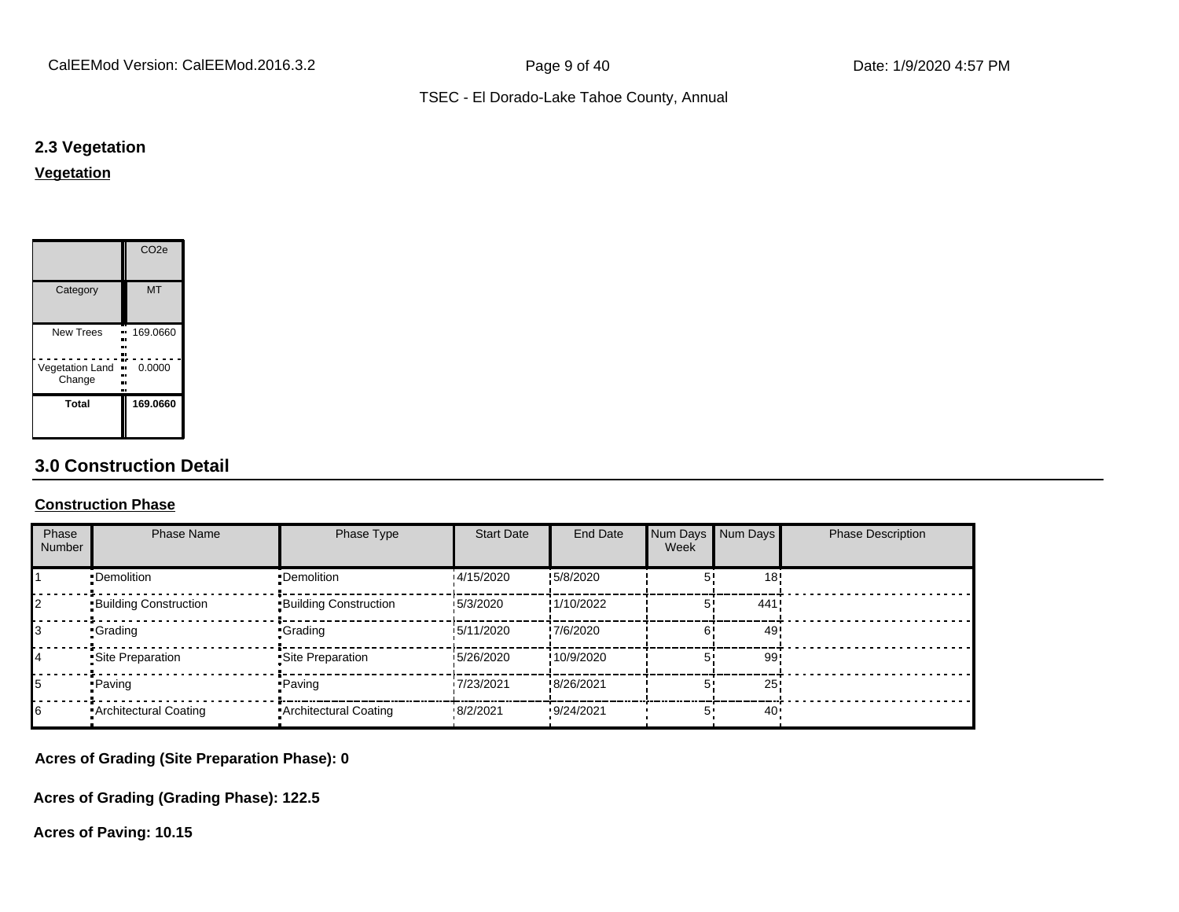## 2.3 Vegetation

**Vegetation**

| | $CO_2e$ |
|---|---|
| Category | MT |
| New Trees | 169.0660 |
| Vegetation Land Change | 0.0000 |
| **Total** | **169.0660** |

## 3.0 Construction Detail

**Construction Phase**

| Phase Number | Phase Name | Phase Type | Start Date | End Date | Num Days Week | Num Days | Phase Description |
|---|---|---|---|---|---|---|---|
| 1 | Demolition | Demolition | 4/15/2020 | 5/8/2020 | 5 | 18 | |
| 2 | Building Construction | Building Construction | 5/3/2020 | 1/10/2022 | 5 | 441 | |
| 3 | Grading | Grading | 5/11/2020 | 7/6/2020 | 6 | 49 | |
| 4 | Site Preparation | Site Preparation | 5/26/2020 | 10/9/2020 | 5 | 99 | |
| 5 | Paving | Paving | 7/23/2021 | 8/26/2021 | 5 | 25 | |
| 6 | Architectural Coating | Architectural Coating | 8/2/2021 | 9/24/2021 | 5 | 40 | |

**Acres of Grading (Site Preparation Phase): 0**

**Acres of Grading (Grading Phase): 122.5**

**Acres of Paving: 10.15**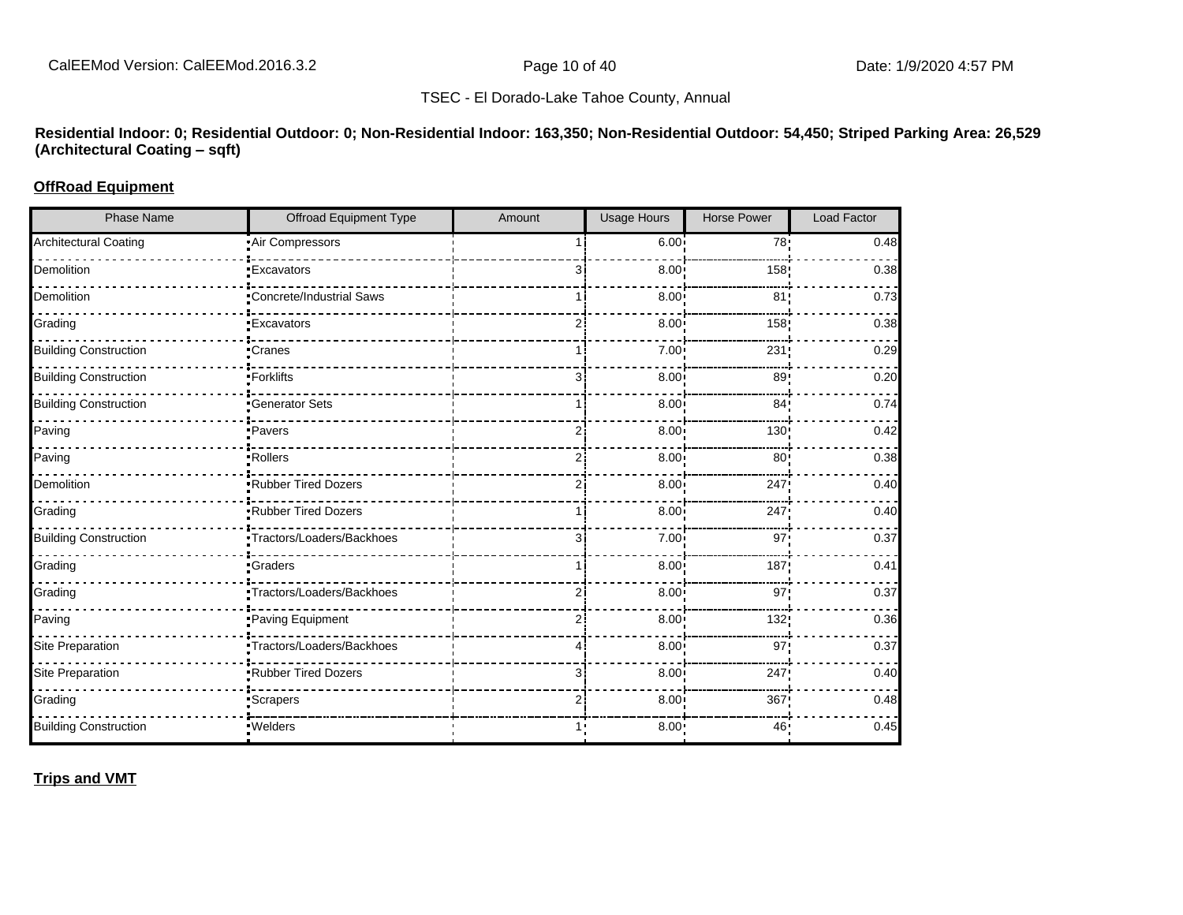**Residential Indoor: 0; Residential Outdoor: 0; Non-Residential Indoor: 163,350; Non-Residential Outdoor: 54,450; Striped Parking Area: 26,529 (Architectural Coating – sqft)**

**OffRoad Equipment**

| Phase Name | Offroad Equipment Type | Amount | Usage Hours | Horse Power | Load Factor |
|---|---|---|---|---|---|
| Architectural Coating | Air Compressors | 1 | 6.00 | 78 | 0.48 |
| Demolition | Excavators | 3 | 8.00 | 158 | 0.38 |
| Demolition | Concrete/Industrial Saws | 1 | 8.00 | 81 | 0.73 |
| Grading | Excavators | 2 | 8.00 | 158 | 0.38 |
| Building Construction | Cranes | 1 | 7.00 | 231 | 0.29 |
| Building Construction | Forklifts | 3 | 8.00 | 89 | 0.20 |
| Building Construction | Generator Sets | 1 | 8.00 | 84 | 0.74 |
| Paving | Pavers | 2 | 8.00 | 130 | 0.42 |
| Paving | Rollers | 2 | 8.00 | 80 | 0.38 |
| Demolition | Rubber Tired Dozers | 2 | 8.00 | 247 | 0.40 |
| Grading | Rubber Tired Dozers | 1 | 8.00 | 247 | 0.40 |
| Building Construction | Tractors/Loaders/Backhoes | 3 | 7.00 | 97 | 0.37 |
| Grading | Graders | 1 | 8.00 | 187 | 0.41 |
| Grading | Tractors/Loaders/Backhoes | 2 | 8.00 | 97 | 0.37 |
| Paving | Paving Equipment | 2 | 8.00 | 132 | 0.36 |
| Site Preparation | Tractors/Loaders/Backhoes | 4 | 8.00 | 97 | 0.37 |
| Site Preparation | Rubber Tired Dozers | 3 | 8.00 | 247 | 0.40 |
| Grading | Scrapers | 2 | 8.00 | 367 | 0.48 |
| Building Construction | Welders | 1 | 8.00 | 46 | 0.45 |

**Trips and VMT**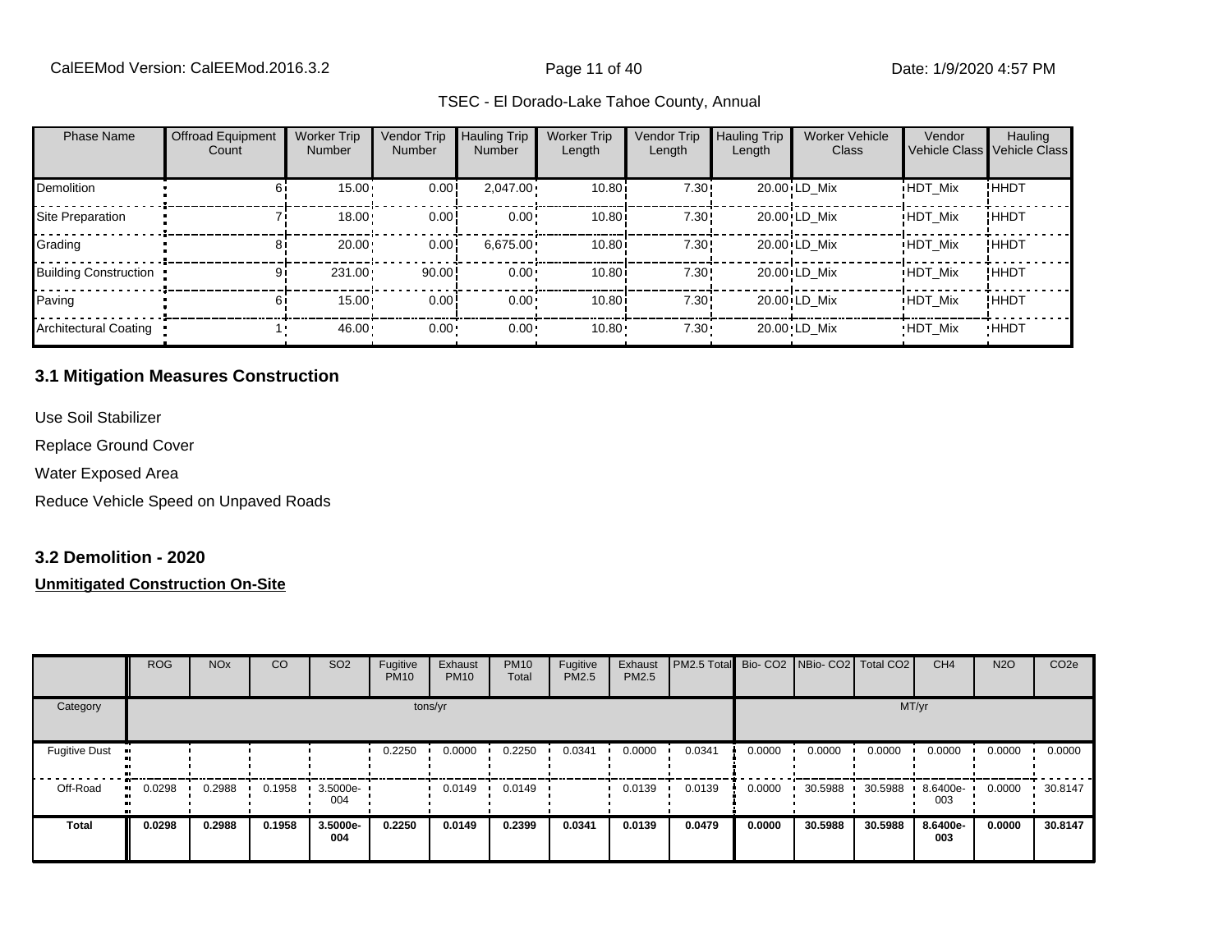| Phase Name | Offroad Equipment Count | Worker Trip Number | Vendor Trip Number | Hauling Trip Number | Worker Trip Length | Vendor Trip Length | Hauling Trip Length | Worker Vehicle Class | Vendor Vehicle Class | Hauling Vehicle Class |
|---|---|---|---|---|---|---|---|---|---|---|
| Demolition | 6 | 15.00 | 0.00 | 2,047.00 | 10.80 | 7.30 | 20.00 | LD_Mix | HDT_Mix | HHDT |
| Site Preparation | 7 | 18.00 | 0.00 | 0.00 | 10.80 | 7.30 | 20.00 | LD_Mix | HDT_Mix | HHDT |
| Grading | 8 | 20.00 | 0.00 | 6,675.00 | 10.80 | 7.30 | 20.00 | LD_Mix | HDT_Mix | HHDT |
| Building Construction | 9 | 231.00 | 90.00 | 0.00 | 10.80 | 7.30 | 20.00 | LD_Mix | HDT_Mix | HHDT |
| Paving | 6 | 15.00 | 0.00 | 0.00 | 10.80 | 7.30 | 20.00 | LD_Mix | HDT_Mix | HHDT |
| Architectural Coating | 1 | 46.00 | 0.00 | 0.00 | 10.80 | 7.30 | 20.00 | LD_Mix | HDT_Mix | HHDT |

## 3.1 Mitigation Measures Construction

Use Soil Stabilizer

Replace Ground Cover

Water Exposed Area

Reduce Vehicle Speed on Unpaved Roads

## 3.2 Demolition - 2020

**Unmitigated Construction On-Site**

| | ROG | NOx | CO | SO2 | Fugitive PM10 | Exhaust PM10 | PM10 Total | Fugitive PM2.5 | Exhaust PM2.5 | PM2.5 Total | Bio- CO2 | NBio- CO2 | Total CO2 | CH4 | N2O | CO2e |
|---|---|---|---|---|---|---|---|---|---|---|---|---|---|---|---|---|
| Category | tons/yr | | | | | | | | | | MT/yr | | | | | |
| Fugitive Dust | | | | | 0.2250 | 0.0000 | 0.2250 | 0.0341 | 0.0000 | 0.0341 | 0.0000 | 0.0000 | 0.0000 | 0.0000 | 0.0000 | 0.0000 |
| Off-Road | 0.0298 | 0.2988 | 0.1958 | 3.5000e-004 | | 0.0149 | 0.0149 | | 0.0139 | 0.0139 | 0.0000 | 30.5988 | 30.5988 | 8.6400e-003 | 0.0000 | 30.8147 |
| **Total** | **0.0298** | **0.2988** | **0.1958** | **3.5000e-004** | **0.2250** | **0.0149** | **0.2399** | **0.0341** | **0.0139** | **0.0479** | **0.0000** | **30.5988** | **30.5988** | **8.6400e-003** | **0.0000** | **30.8147** |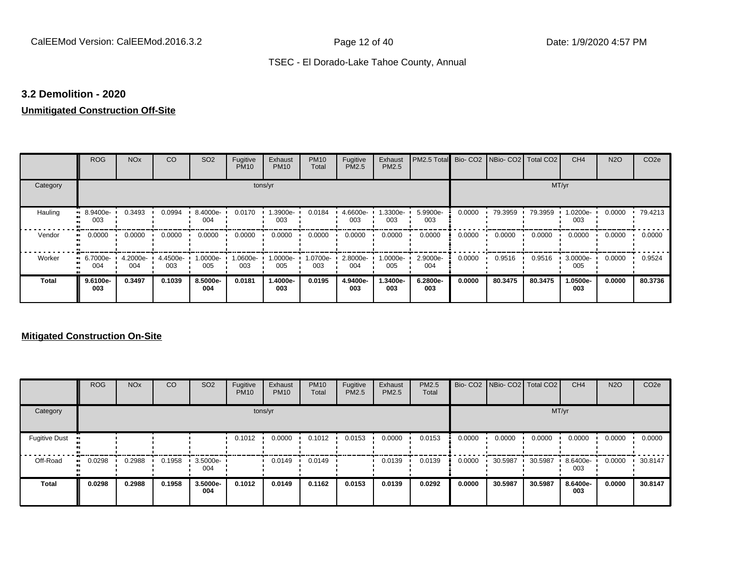## 3.2 Demolition - 2020

**Unmitigated Construction Off-Site**

| | ROG | NOx | CO | SO2 | Fugitive PM10 | Exhaust PM10 | PM10 Total | Fugitive PM2.5 | Exhaust PM2.5 | PM2.5 Total | Bio- CO2 | NBio- CO2 | Total CO2 | CH4 | N2O | CO2e |
|---|---|---|---|---|---|---|---|---|---|---|---|---|---|---|---|---|
| Category | | | | | tons/yr | | | | | | | | | MT/yr | | |
| Hauling | 8.9400e-003 | 0.3493 | 0.0994 | 8.4000e-004 | 0.0170 | 1.3900e-003 | 0.0184 | 4.6600e-003 | 1.3300e-003 | 5.9900e-003 | 0.0000 | 79.3959 | 79.3959 | 1.0200e-003 | 0.0000 | 79.4213 |
| Vendor | 0.0000 | 0.0000 | 0.0000 | 0.0000 | 0.0000 | 0.0000 | 0.0000 | 0.0000 | 0.0000 | 0.0000 | 0.0000 | 0.0000 | 0.0000 | 0.0000 | 0.0000 | 0.0000 |
| Worker | 6.7000e-004 | 4.2000e-004 | 4.4500e-003 | 1.0000e-005 | 1.0600e-003 | 1.0000e-005 | 1.0700e-003 | 2.8000e-004 | 1.0000e-005 | 2.9000e-004 | 0.0000 | 0.9516 | 0.9516 | 3.0000e-005 | 0.0000 | 0.9524 |
| **Total** | **9.6100e-003** | **0.3497** | **0.1039** | **8.5000e-004** | **0.0181** | **1.4000e-003** | **0.0195** | **4.9400e-003** | **1.3400e-003** | **6.2800e-003** | **0.0000** | **80.3475** | **80.3475** | **1.0500e-003** | **0.0000** | **80.3736** |

**Mitigated Construction On-Site**

| | ROG | NOx | CO | SO2 | Fugitive PM10 | Exhaust PM10 | PM10 Total | Fugitive PM2.5 | Exhaust PM2.5 | PM2.5 Total | Bio- CO2 | NBio- CO2 | Total CO2 | CH4 | N2O | CO2e |
|---|---|---|---|---|---|---|---|---|---|---|---|---|---|---|---|---|
| Category | | | | | tons/yr | | | | | | | | | MT/yr | | |
| Fugitive Dust | | | | | 0.1012 | 0.0000 | 0.1012 | 0.0153 | 0.0000 | 0.0153 | 0.0000 | 0.0000 | 0.0000 | 0.0000 | 0.0000 | 0.0000 |
| Off-Road | 0.0298 | 0.2988 | 0.1958 | 3.5000e-004 | | 0.0149 | 0.0149 | | 0.0139 | 0.0139 | 0.0000 | 30.5987 | 30.5987 | 8.6400e-003 | 0.0000 | 30.8147 |
| **Total** | **0.0298** | **0.2988** | **0.1958** | **3.5000e-004** | **0.1012** | **0.0149** | **0.1162** | **0.0153** | **0.0139** | **0.0292** | **0.0000** | **30.5987** | **30.5987** | **8.6400e-003** | **0.0000** | **30.8147** |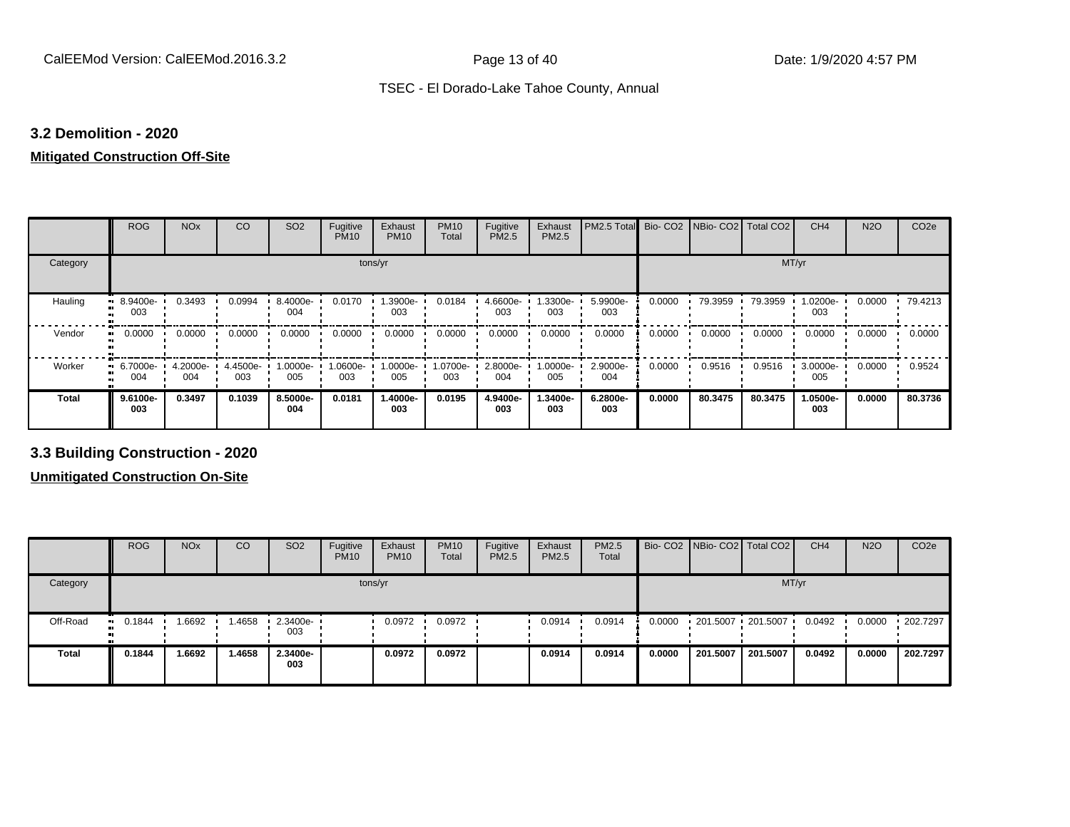## 3.2 Demolition - 2020

**Mitigated Construction Off-Site**

| | ROG | NOx | CO | SO2 | Fugitive PM10 | Exhaust PM10 | PM10 Total | Fugitive PM2.5 | Exhaust PM2.5 | PM2.5 Total | Bio- CO2 | NBio- CO2 | Total CO2 | CH4 | N2O | CO2e |
|---|---|---|---|---|---|---|---|---|---|---|---|---|---|---|---|---|
| Category | tons/yr | | | | | | | | | | MT/yr | | | | | |
| Hauling | 8.9400e-003 | 0.3493 | 0.0994 | 8.4000e-004 | 0.0170 | 1.3900e-003 | 0.0184 | 4.6600e-003 | 1.3300e-003 | 5.9900e-003 | 0.0000 | 79.3959 | 79.3959 | 1.0200e-003 | 0.0000 | 79.4213 |
| Vendor | 0.0000 | 0.0000 | 0.0000 | 0.0000 | 0.0000 | 0.0000 | 0.0000 | 0.0000 | 0.0000 | 0.0000 | 0.0000 | 0.0000 | 0.0000 | 0.0000 | 0.0000 | 0.0000 |
| Worker | 6.7000e-004 | 4.2000e-004 | 4.4500e-003 | 1.0000e-005 | 1.0600e-003 | 1.0000e-005 | 1.0700e-003 | 2.8000e-004 | 1.0000e-005 | 2.9000e-004 | 0.0000 | 0.9516 | 0.9516 | 3.0000e-005 | 0.0000 | 0.9524 |
| **Total** | **9.6100e-003** | **0.3497** | **0.1039** | **8.5000e-004** | **0.0181** | **1.4000e-003** | **0.0195** | **4.9400e-003** | **1.3400e-003** | **6.2800e-003** | **0.0000** | **80.3475** | **80.3475** | **1.0500e-003** | **0.0000** | **80.3736** |

## 3.3 Building Construction - 2020

**Unmitigated Construction On-Site**

| | ROG | NOx | CO | SO2 | Fugitive PM10 | Exhaust PM10 | PM10 Total | Fugitive PM2.5 | Exhaust PM2.5 | PM2.5 Total | Bio- CO2 | NBio- CO2 | Total CO2 | CH4 | N2O | CO2e |
|---|---|---|---|---|---|---|---|---|---|---|---|---|---|---|---|---|
| Category | tons/yr | | | | | | | | | | MT/yr | | | | | |
| Off-Road | 0.1844 | 1.6692 | 1.4658 | 2.3400e-003 | | 0.0972 | 0.0972 | | 0.0914 | 0.0914 | 0.0000 | 201.5007 | 201.5007 | 0.0492 | 0.0000 | 202.7297 |
| **Total** | **0.1844** | **1.6692** | **1.4658** | **2.3400e-003** | | **0.0972** | **0.0972** | | **0.0914** | **0.0914** | **0.0000** | **201.5007** | **201.5007** | **0.0492** | **0.0000** | **202.7297** |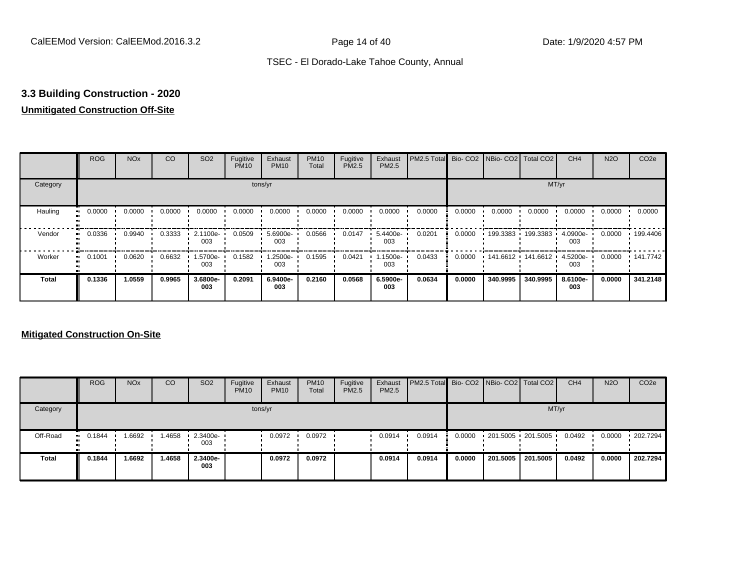### 3.3 Building Construction - 2020

**Unmitigated Construction Off-Site**

| | ROG | NOx | CO | SO2 | Fugitive PM10 | Exhaust PM10 | PM10 Total | Fugitive PM2.5 | Exhaust PM2.5 | PM2.5 Total | Bio- CO2 | NBio- CO2 | Total CO2 | CH4 | N2O | CO2e |
|---|---|---|---|---|---|---|---|---|---|---|---|---|---|---|---|---|
| Category | tons/yr | | | | | | | | | | MT/yr | | | | | |
| Hauling | 0.0000 | 0.0000 | 0.0000 | 0.0000 | 0.0000 | 0.0000 | 0.0000 | 0.0000 | 0.0000 | 0.0000 | 0.0000 | 0.0000 | 0.0000 | 0.0000 | 0.0000 | 0.0000 |
| Vendor | 0.0336 | 0.9940 | 0.3333 | 2.1100e-003 | 0.0509 | 5.6900e-003 | 0.0566 | 0.0147 | 5.4400e-003 | 0.0201 | 0.0000 | 199.3383 | 199.3383 | 4.0900e-003 | 0.0000 | 199.4406 |
| Worker | 0.1001 | 0.0620 | 0.6632 | 1.5700e-003 | 0.1582 | 1.2500e-003 | 0.1595 | 0.0421 | 1.1500e-003 | 0.0433 | 0.0000 | 141.6612 | 141.6612 | 4.5200e-003 | 0.0000 | 141.7742 |
| **Total** | **0.1336** | **1.0559** | **0.9965** | **3.6800e-003** | **0.2091** | **6.9400e-003** | **0.2160** | **0.0568** | **6.5900e-003** | **0.0634** | **0.0000** | **340.9995** | **340.9995** | **8.6100e-003** | **0.0000** | **341.2148** |

**Mitigated Construction On-Site**

| | ROG | NOx | CO | SO2 | Fugitive PM10 | Exhaust PM10 | PM10 Total | Fugitive PM2.5 | Exhaust PM2.5 | PM2.5 Total | Bio- CO2 | NBio- CO2 | Total CO2 | CH4 | N2O | CO2e |
|---|---|---|---|---|---|---|---|---|---|---|---|---|---|---|---|---|
| Category | tons/yr | | | | | | | | | | MT/yr | | | | | |
| Off-Road | 0.1844 | 1.6692 | 1.4658 | 2.3400e-003 | | 0.0972 | 0.0972 | | 0.0914 | 0.0914 | 0.0000 | 201.5005 | 201.5005 | 0.0492 | 0.0000 | 202.7294 |
| **Total** | **0.1844** | **1.6692** | **1.4658** | **2.3400e-003** | | **0.0972** | **0.0972** | | **0.0914** | **0.0914** | **0.0000** | **201.5005** | **201.5005** | **0.0492** | **0.0000** | **202.7294** |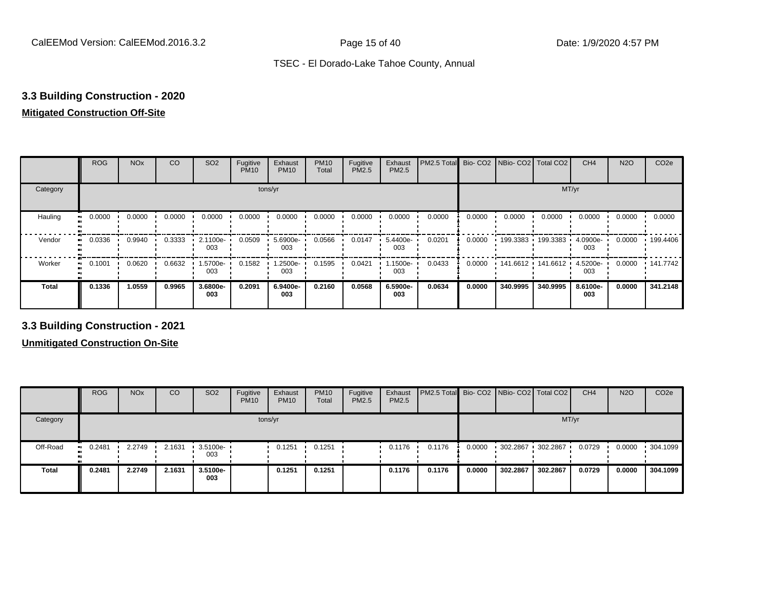### 3.3 Building Construction - 2020

**Mitigated Construction Off-Site**

| | ROG | NOx | CO | SO2 | Fugitive PM10 | Exhaust PM10 | PM10 Total | Fugitive PM2.5 | Exhaust PM2.5 | PM2.5 Total | Bio- CO2 | NBio- CO2 | Total CO2 | CH4 | N2O | CO2e |
|---|---|---|---|---|---|---|---|---|---|---|---|---|---|---|---|---|
| Category | tons/yr | | | | | | | | | | MT/yr | | | | | |
| Hauling | 0.0000 | 0.0000 | 0.0000 | 0.0000 | 0.0000 | 0.0000 | 0.0000 | 0.0000 | 0.0000 | 0.0000 | 0.0000 | 0.0000 | 0.0000 | 0.0000 | 0.0000 | 0.0000 |
| Vendor | 0.0336 | 0.9940 | 0.3333 | 2.1100e-003 | 0.0509 | 5.6900e-003 | 0.0566 | 0.0147 | 5.4400e-003 | 0.0201 | 0.0000 | 199.3383 | 199.3383 | 4.0900e-003 | 0.0000 | 199.4406 |
| Worker | 0.1001 | 0.0620 | 0.6632 | 1.5700e-003 | 0.1582 | 1.2500e-003 | 0.1595 | 0.0421 | 1.1500e-003 | 0.0433 | 0.0000 | 141.6612 | 141.6612 | 4.5200e-003 | 0.0000 | 141.7742 |
| **Total** | **0.1336** | **1.0559** | **0.9965** | **3.6800e-003** | **0.2091** | **6.9400e-003** | **0.2160** | **0.0568** | **6.5900e-003** | **0.0634** | **0.0000** | **340.9995** | **340.9995** | **8.6100e-003** | **0.0000** | **341.2148** |

### 3.3 Building Construction - 2021

**Unmitigated Construction On-Site**

| | ROG | NOx | CO | SO2 | Fugitive PM10 | Exhaust PM10 | PM10 Total | Fugitive PM2.5 | Exhaust PM2.5 | PM2.5 Total | Bio- CO2 | NBio- CO2 | Total CO2 | CH4 | N2O | CO2e |
|---|---|---|---|---|---|---|---|---|---|---|---|---|---|---|---|---|
| Category | tons/yr | | | | | | | | | | MT/yr | | | | | |
| Off-Road | 0.2481 | 2.2749 | 2.1631 | 3.5100e-003 | | 0.1251 | 0.1251 | | 0.1176 | 0.1176 | 0.0000 | 302.2867 | 302.2867 | 0.0729 | 0.0000 | 304.1099 |
| **Total** | **0.2481** | **2.2749** | **2.1631** | **3.5100e-003** | | **0.1251** | **0.1251** | | **0.1176** | **0.1176** | **0.0000** | **302.2867** | **302.2867** | **0.0729** | **0.0000** | **304.1099** |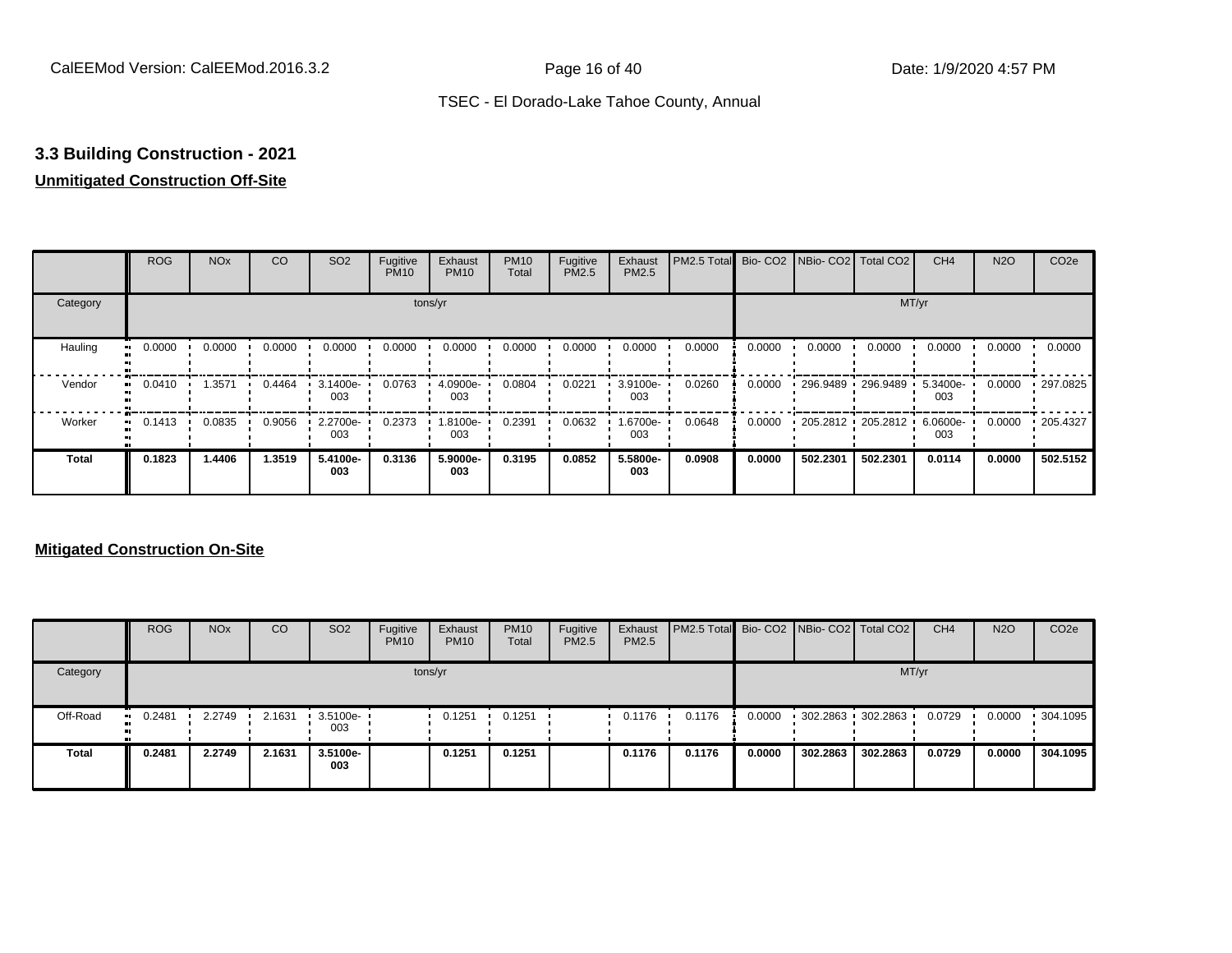### 3.3 Building Construction - 2021

**Unmitigated Construction Off-Site**

| | ROG | NOx | CO | SO2 | Fugitive PM10 | Exhaust PM10 | PM10 Total | Fugitive PM2.5 | Exhaust PM2.5 | PM2.5 Total | Bio- CO2 | NBio- CO2 | Total CO2 | CH4 | N2O | CO2e |
|---|---|---|---|---|---|---|---|---|---|---|---|---|---|---|---|---|
| Category | tons/yr | | | | | | | | | | MT/yr | | | | | |
| Hauling | 0.0000 | 0.0000 | 0.0000 | 0.0000 | 0.0000 | 0.0000 | 0.0000 | 0.0000 | 0.0000 | 0.0000 | 0.0000 | 0.0000 | 0.0000 | 0.0000 | 0.0000 | 0.0000 |
| Vendor | 0.0410 | 1.3571 | 0.4464 | 3.1400e-003 | 0.0763 | 4.0900e-003 | 0.0804 | 0.0221 | 3.9100e-003 | 0.0260 | 0.0000 | 296.9489 | 296.9489 | 5.3400e-003 | 0.0000 | 297.0825 |
| Worker | 0.1413 | 0.0835 | 0.9056 | 2.2700e-003 | 0.2373 | 1.8100e-003 | 0.2391 | 0.0632 | 1.6700e-003 | 0.0648 | 0.0000 | 205.2812 | 205.2812 | 6.0600e-003 | 0.0000 | 205.4327 |
| **Total** | **0.1823** | **1.4406** | **1.3519** | **5.4100e-003** | **0.3136** | **5.9000e-003** | **0.3195** | **0.0852** | **5.5800e-003** | **0.0908** | **0.0000** | **502.2301** | **502.2301** | **0.0114** | **0.0000** | **502.5152** |

**Mitigated Construction On-Site**

| | ROG | NOx | CO | SO2 | Fugitive PM10 | Exhaust PM10 | PM10 Total | Fugitive PM2.5 | Exhaust PM2.5 | PM2.5 Total | Bio- CO2 | NBio- CO2 | Total CO2 | CH4 | N2O | CO2e |
|---|---|---|---|---|---|---|---|---|---|---|---|---|---|---|---|---|
| Category | tons/yr | | | | | | | | | | MT/yr | | | | | |
| Off-Road | 0.2481 | 2.2749 | 2.1631 | 3.5100e-003 | | 0.1251 | 0.1251 | | 0.1176 | 0.1176 | 0.0000 | 302.2863 | 302.2863 | 0.0729 | 0.0000 | 304.1095 |
| **Total** | **0.2481** | **2.2749** | **2.1631** | **3.5100e-003** | | **0.1251** | **0.1251** | | **0.1176** | **0.1176** | **0.0000** | **302.2863** | **302.2863** | **0.0729** | **0.0000** | **304.1095** |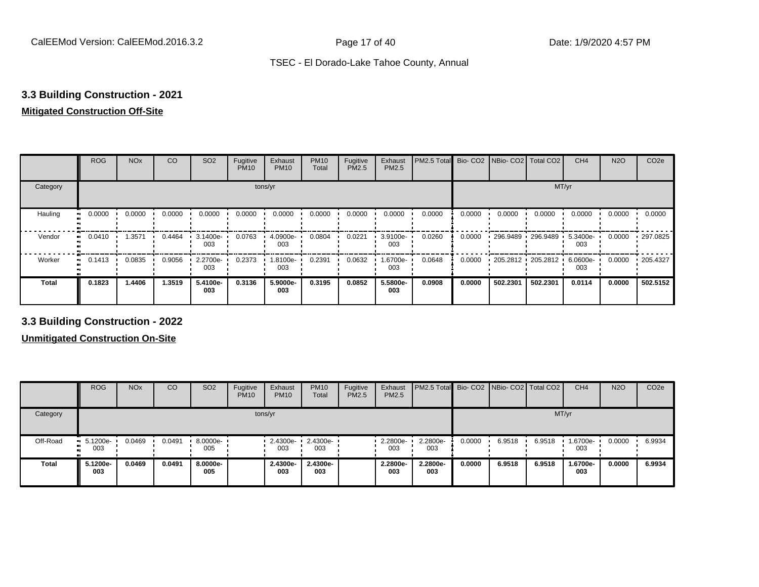## 3.3 Building Construction - 2021

**Mitigated Construction Off-Site**

| | ROG | NOx | CO | SO2 | Fugitive PM10 | Exhaust PM10 | PM10 Total | Fugitive PM2.5 | Exhaust PM2.5 | PM2.5 Total | Bio- CO2 | NBio- CO2 | Total CO2 | CH4 | N2O | CO2e |
|---|---|---|---|---|---|---|---|---|---|---|---|---|---|---|---|---|
| Category | tons/yr | | | | | | | | | | MT/yr | | | | | |
| Hauling | 0.0000 | 0.0000 | 0.0000 | 0.0000 | 0.0000 | 0.0000 | 0.0000 | 0.0000 | 0.0000 | 0.0000 | 0.0000 | 0.0000 | 0.0000 | 0.0000 | 0.0000 | 0.0000 |
| Vendor | 0.0410 | 1.3571 | 0.4464 | 3.1400e-003 | 0.0763 | 4.0900e-003 | 0.0804 | 0.0221 | 3.9100e-003 | 0.0260 | 0.0000 | 296.9489 | 296.9489 | 5.3400e-003 | 0.0000 | 297.0825 |
| Worker | 0.1413 | 0.0835 | 0.9056 | 2.2700e-003 | 0.2373 | 1.8100e-003 | 0.2391 | 0.0632 | 1.6700e-003 | 0.0648 | 0.0000 | 205.2812 | 205.2812 | 6.0600e-003 | 0.0000 | 205.4327 |
| **Total** | **0.1823** | **1.4406** | **1.3519** | **5.4100e-003** | **0.3136** | **5.9000e-003** | **0.3195** | **0.0852** | **5.5800e-003** | **0.0908** | **0.0000** | **502.2301** | **502.2301** | **0.0114** | **0.0000** | **502.5152** |

## 3.3 Building Construction - 2022

**Unmitigated Construction On-Site**

| | ROG | NOx | CO | SO2 | Fugitive PM10 | Exhaust PM10 | PM10 Total | Fugitive PM2.5 | Exhaust PM2.5 | PM2.5 Total | Bio- CO2 | NBio- CO2 | Total CO2 | CH4 | N2O | CO2e |
|---|---|---|---|---|---|---|---|---|---|---|---|---|---|---|---|---|
| Category | tons/yr | | | | | | | | | | MT/yr | | | | | |
| Off-Road | 5.1200e-003 | 0.0469 | 0.0491 | 8.0000e-005 | | 2.4300e-003 | 2.4300e-003 | | 2.2800e-003 | 2.2800e-003 | 0.0000 | 6.9518 | 6.9518 | 1.6700e-003 | 0.0000 | 6.9934 |
| **Total** | **5.1200e-003** | **0.0469** | **0.0491** | **8.0000e-005** | | **2.4300e-003** | **2.4300e-003** | | **2.2800e-003** | **2.2800e-003** | **0.0000** | **6.9518** | **6.9518** | **1.6700e-003** | **0.0000** | **6.9934** |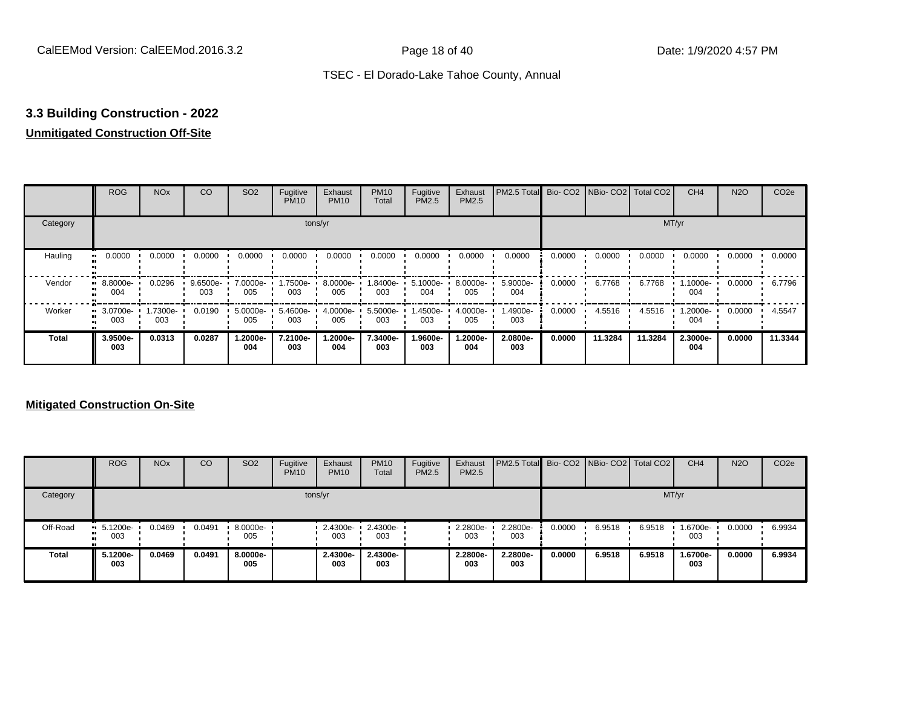## 3.3 Building Construction - 2022

**Unmitigated Construction Off-Site**

| | ROG | NOx | CO | SO2 | Fugitive PM10 | Exhaust PM10 | PM10 Total | Fugitive PM2.5 | Exhaust PM2.5 | PM2.5 Total | Bio- CO2 | NBio- CO2 | Total CO2 | CH4 | N2O | CO2e |
|---|---|---|---|---|---|---|---|---|---|---|---|---|---|---|---|---|
| Category | tons/yr | | | | | | | | | | MT/yr | | | | | |
| Hauling | 0.0000 | 0.0000 | 0.0000 | 0.0000 | 0.0000 | 0.0000 | 0.0000 | 0.0000 | 0.0000 | 0.0000 | 0.0000 | 0.0000 | 0.0000 | 0.0000 | 0.0000 | 0.0000 |
| Vendor | 8.8000e-004 | 0.0296 | 9.6500e-003 | 7.0000e-005 | 1.7500e-003 | 8.0000e-005 | 1.8400e-003 | 5.1000e-004 | 8.0000e-005 | 5.9000e-004 | 0.0000 | 6.7768 | 6.7768 | 1.1000e-004 | 0.0000 | 6.7796 |
| Worker | 3.0700e-003 | 1.7300e-003 | 0.0190 | 5.0000e-005 | 5.4600e-003 | 4.0000e-005 | 5.5000e-003 | 1.4500e-003 | 4.0000e-005 | 1.4900e-003 | 0.0000 | 4.5516 | 4.5516 | 1.2000e-004 | 0.0000 | 4.5547 |
| **Total** | **3.9500e-003** | **0.0313** | **0.0287** | **1.2000e-004** | **7.2100e-003** | **1.2000e-004** | **7.3400e-003** | **1.9600e-003** | **1.2000e-004** | **2.0800e-003** | **0.0000** | **11.3284** | **11.3284** | **2.3000e-004** | **0.0000** | **11.3344** |

**Mitigated Construction On-Site**

| | ROG | NOx | CO | SO2 | Fugitive PM10 | Exhaust PM10 | PM10 Total | Fugitive PM2.5 | Exhaust PM2.5 | PM2.5 Total | Bio- CO2 | NBio- CO2 | Total CO2 | CH4 | N2O | CO2e |
|---|---|---|---|---|---|---|---|---|---|---|---|---|---|---|---|---|
| Category | tons/yr | | | | | | | | | | MT/yr | | | | | |
| Off-Road | 5.1200e-003 | 0.0469 | 0.0491 | 8.0000e-005 | | 2.4300e-003 | 2.4300e-003 | | 2.2800e-003 | 2.2800e-003 | 0.0000 | 6.9518 | 6.9518 | 1.6700e-003 | 0.0000 | 6.9934 |
| **Total** | **5.1200e-003** | **0.0469** | **0.0491** | **8.0000e-005** | | **2.4300e-003** | **2.4300e-003** | | **2.2800e-003** | **2.2800e-003** | **0.0000** | **6.9518** | **6.9518** | **1.6700e-003** | **0.0000** | **6.9934** |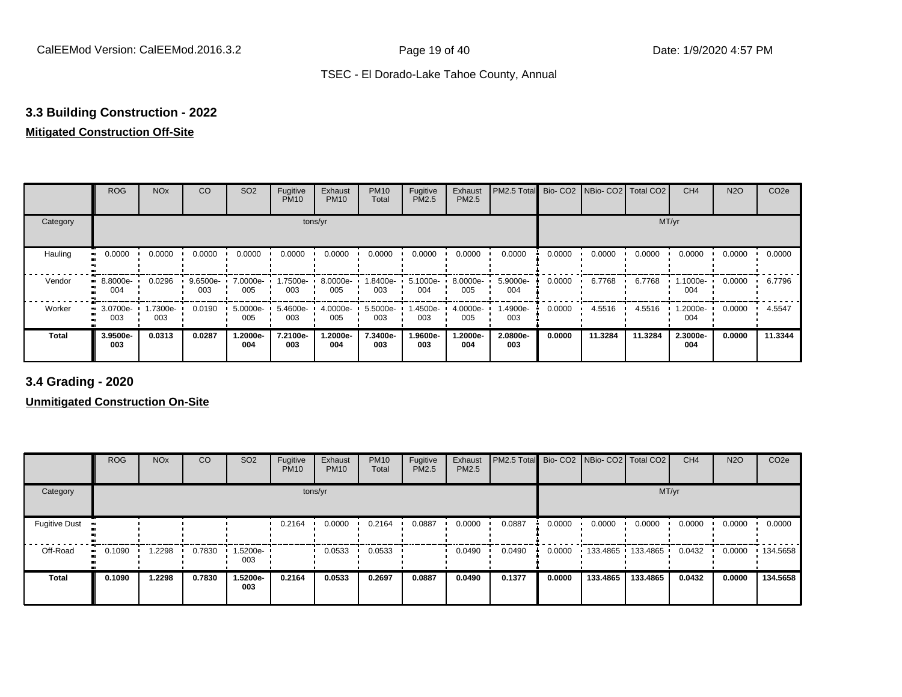## 3.3 Building Construction - 2022

**Mitigated Construction Off-Site**

| | ROG | NOx | CO | SO2 | Fugitive PM10 | Exhaust PM10 | PM10 Total | Fugitive PM2.5 | Exhaust PM2.5 | PM2.5 Total | Bio- CO2 | NBio- CO2 | Total CO2 | CH4 | N2O | CO2e |
|---|---|---|---|---|---|---|---|---|---|---|---|---|---|---|---|---|
| Category | tons/yr | | | | | | | | | | MT/yr | | | | | |
| Hauling | 0.0000 | 0.0000 | 0.0000 | 0.0000 | 0.0000 | 0.0000 | 0.0000 | 0.0000 | 0.0000 | 0.0000 | 0.0000 | 0.0000 | 0.0000 | 0.0000 | 0.0000 | 0.0000 |
| Vendor | 8.8000e-004 | 0.0296 | 9.6500e-003 | 7.0000e-005 | 1.7500e-003 | 8.0000e-005 | 1.8400e-003 | 5.1000e-004 | 8.0000e-005 | 5.9000e-004 | 0.0000 | 6.7768 | 6.7768 | 1.1000e-004 | 0.0000 | 6.7796 |
| Worker | 3.0700e-003 | 1.7300e-003 | 0.0190 | 5.0000e-005 | 5.4600e-003 | 4.0000e-005 | 5.5000e-003 | 1.4500e-003 | 4.0000e-005 | 1.4900e-003 | 0.0000 | 4.5516 | 4.5516 | 1.2000e-004 | 0.0000 | 4.5547 |
| **Total** | **3.9500e-003** | **0.0313** | **0.0287** | **1.2000e-004** | **7.2100e-003** | **1.2000e-004** | **7.3400e-003** | **1.9600e-003** | **1.2000e-004** | **2.0800e-003** | **0.0000** | **11.3284** | **11.3284** | **2.3000e-004** | **0.0000** | **11.3344** |

## 3.4 Grading - 2020

**Unmitigated Construction On-Site**

| | ROG | NOx | CO | SO2 | Fugitive PM10 | Exhaust PM10 | PM10 Total | Fugitive PM2.5 | Exhaust PM2.5 | PM2.5 Total | Bio- CO2 | NBio- CO2 | Total CO2 | CH4 | N2O | CO2e |
|---|---|---|---|---|---|---|---|---|---|---|---|---|---|---|---|---|
| Category | tons/yr | | | | | | | | | | MT/yr | | | | | |
| Fugitive Dust | | | | | 0.2164 | 0.0000 | 0.2164 | 0.0887 | 0.0000 | 0.0887 | 0.0000 | 0.0000 | 0.0000 | 0.0000 | 0.0000 | 0.0000 |
| Off-Road | 0.1090 | 1.2298 | 0.7830 | 1.5200e-003 | | 0.0533 | 0.0533 | | 0.0490 | 0.0490 | 0.0000 | 133.4865 | 133.4865 | 0.0432 | 0.0000 | 134.5658 |
| **Total** | **0.1090** | **1.2298** | **0.7830** | **1.5200e-003** | **0.2164** | **0.0533** | **0.2697** | **0.0887** | **0.0490** | **0.1377** | **0.0000** | **133.4865** | **133.4865** | **0.0432** | **0.0000** | **134.5658** |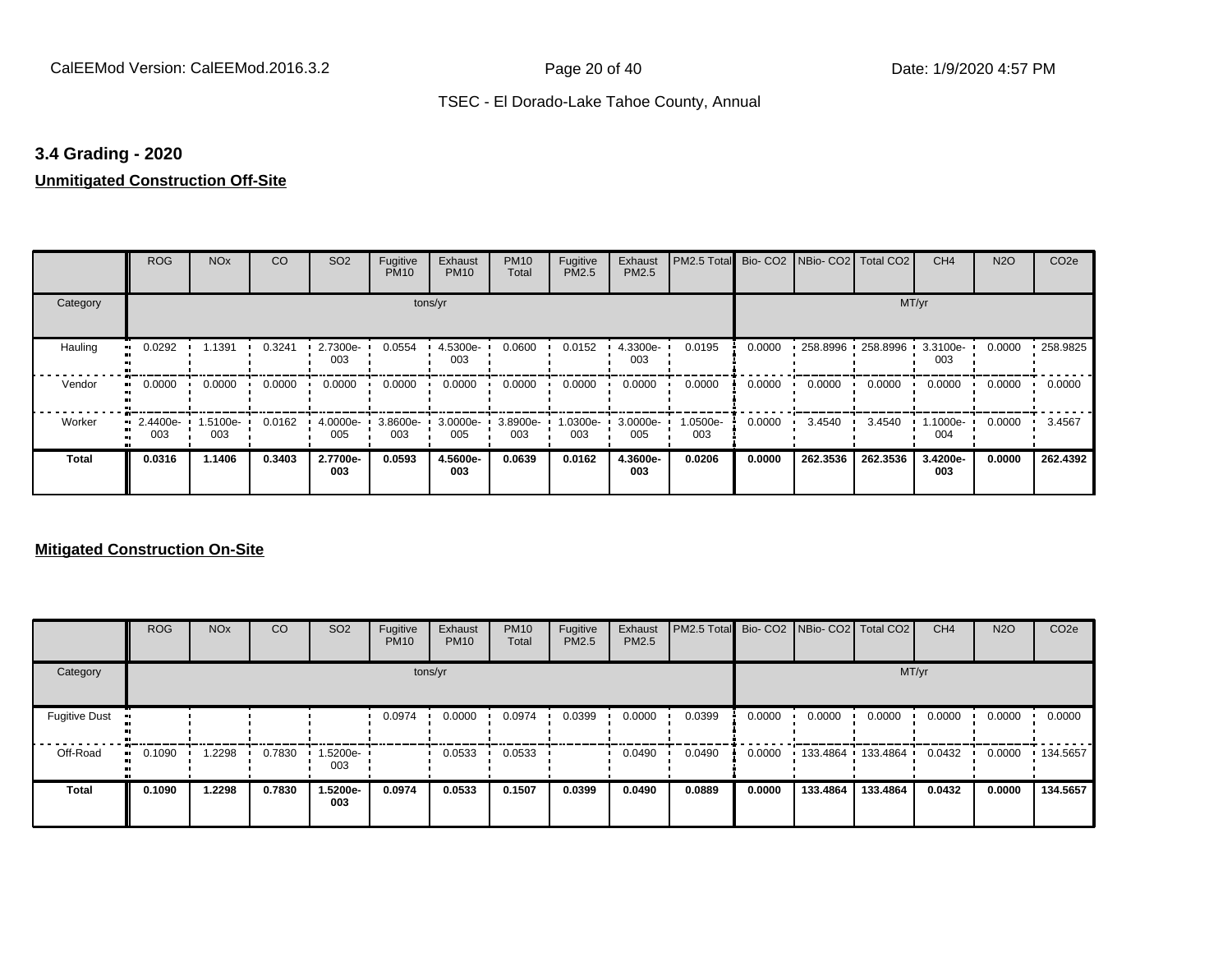### 3.4 Grading - 2020

**Unmitigated Construction Off-Site**

| | ROG | NOx | CO | SO2 | Fugitive PM10 | Exhaust PM10 | PM10 Total | Fugitive PM2.5 | Exhaust PM2.5 | PM2.5 Total | Bio- CO2 | NBio- CO2 | Total CO2 | CH4 | N2O | CO2e |
|---|---|---|---|---|---|---|---|---|---|---|---|---|---|---|---|---|
| Category | tons/yr | | | | | | | | | | MT/yr | | | | | |
| Hauling | 0.0292 | 1.1391 | 0.3241 | 2.7300e-003 | 0.0554 | 4.5300e-003 | 0.0600 | 0.0152 | 4.3300e-003 | 0.0195 | 0.0000 | 258.8996 | 258.8996 | 3.3100e-003 | 0.0000 | 258.9825 |
| Vendor | 0.0000 | 0.0000 | 0.0000 | 0.0000 | 0.0000 | 0.0000 | 0.0000 | 0.0000 | 0.0000 | 0.0000 | 0.0000 | 0.0000 | 0.0000 | 0.0000 | 0.0000 | 0.0000 |
| Worker | 2.4400e-003 | 1.5100e-003 | 0.0162 | 4.0000e-005 | 3.8600e-003 | 3.0000e-005 | 3.8900e-003 | 1.0300e-003 | 3.0000e-005 | 1.0500e-003 | 0.0000 | 3.4540 | 3.4540 | 1.1000e-004 | 0.0000 | 3.4567 |
| **Total** | **0.0316** | **1.1406** | **0.3403** | **2.7700e-003** | **0.0593** | **4.5600e-003** | **0.0639** | **0.0162** | **4.3600e-003** | **0.0206** | **0.0000** | **262.3536** | **262.3536** | **3.4200e-003** | **0.0000** | **262.4392** |

**Mitigated Construction On-Site**

| | ROG | NOx | CO | SO2 | Fugitive PM10 | Exhaust PM10 | PM10 Total | Fugitive PM2.5 | Exhaust PM2.5 | PM2.5 Total | Bio- CO2 | NBio- CO2 | Total CO2 | CH4 | N2O | CO2e |
|---|---|---|---|---|---|---|---|---|---|---|---|---|---|---|---|---|
| Category | tons/yr | | | | | | | | | | MT/yr | | | | | |
| Fugitive Dust | | | | | 0.0974 | 0.0000 | 0.0974 | 0.0399 | 0.0000 | 0.0399 | 0.0000 | 0.0000 | 0.0000 | 0.0000 | 0.0000 | 0.0000 |
| Off-Road | 0.1090 | 1.2298 | 0.7830 | 1.5200e-003 | | 0.0533 | 0.0533 | | 0.0490 | 0.0490 | 0.0000 | 133.4864 | 133.4864 | 0.0432 | 0.0000 | 134.5657 |
| **Total** | **0.1090** | **1.2298** | **0.7830** | **1.5200e-003** | **0.0974** | **0.0533** | **0.1507** | **0.0399** | **0.0490** | **0.0889** | **0.0000** | **133.4864** | **133.4864** | **0.0432** | **0.0000** | **134.5657** |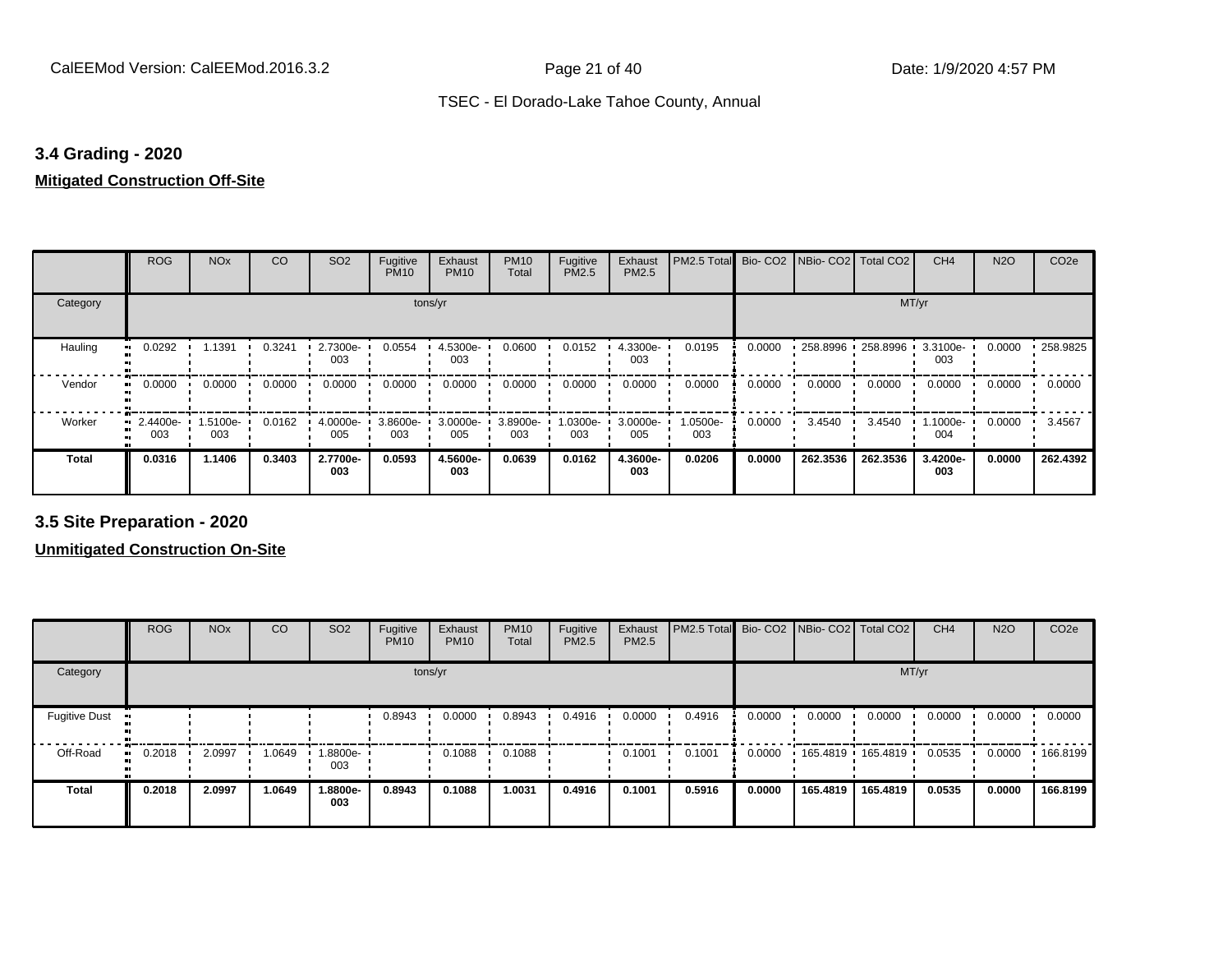### 3.4 Grading - 2020

**Mitigated Construction Off-Site**

| | ROG | NOx | CO | SO2 | Fugitive PM10 | Exhaust PM10 | PM10 Total | Fugitive PM2.5 | Exhaust PM2.5 | PM2.5 Total | Bio- CO2 | NBio- CO2 | Total CO2 | CH4 | N2O | CO2e |
|---|---|---|---|---|---|---|---|---|---|---|---|---|---|---|---|---|
| Category | tons/yr | | | | | | | | | | MT/yr | | | | | |
| Hauling | 0.0292 | 1.1391 | 0.3241 | 2.7300e-003 | 0.0554 | 4.5300e-003 | 0.0600 | 0.0152 | 4.3300e-003 | 0.0195 | 0.0000 | 258.8996 | 258.8996 | 3.3100e-003 | 0.0000 | 258.9825 |
| Vendor | 0.0000 | 0.0000 | 0.0000 | 0.0000 | 0.0000 | 0.0000 | 0.0000 | 0.0000 | 0.0000 | 0.0000 | 0.0000 | 0.0000 | 0.0000 | 0.0000 | 0.0000 | 0.0000 |
| Worker | 2.4400e-003 | 1.5100e-003 | 0.0162 | 4.0000e-005 | 3.8600e-003 | 3.0000e-005 | 3.8900e-003 | 1.0300e-003 | 3.0000e-005 | 1.0500e-003 | 0.0000 | 3.4540 | 3.4540 | 1.1000e-004 | 0.0000 | 3.4567 |
| **Total** | **0.0316** | **1.1406** | **0.3403** | **2.7700e-003** | **0.0593** | **4.5600e-003** | **0.0639** | **0.0162** | **4.3600e-003** | **0.0206** | **0.0000** | **262.3536** | **262.3536** | **3.4200e-003** | **0.0000** | **262.4392** |

### 3.5 Site Preparation - 2020

**Unmitigated Construction On-Site**

| | ROG | NOx | CO | SO2 | Fugitive PM10 | Exhaust PM10 | PM10 Total | Fugitive PM2.5 | Exhaust PM2.5 | PM2.5 Total | Bio- CO2 | NBio- CO2 | Total CO2 | CH4 | N2O | CO2e |
|---|---|---|---|---|---|---|---|---|---|---|---|---|---|---|---|---|
| Category | tons/yr | | | | | | | | | | MT/yr | | | | | |
| Fugitive Dust | | | | | 0.8943 | 0.0000 | 0.8943 | 0.4916 | 0.0000 | 0.4916 | 0.0000 | 0.0000 | 0.0000 | 0.0000 | 0.0000 | 0.0000 |
| Off-Road | 0.2018 | 2.0997 | 1.0649 | 1.8800e-003 | | 0.1088 | 0.1088 | | 0.1001 | 0.1001 | 0.0000 | 165.4819 | 165.4819 | 0.0535 | 0.0000 | 166.8199 |
| **Total** | **0.2018** | **2.0997** | **1.0649** | **1.8800e-003** | **0.8943** | **0.1088** | **1.0031** | **0.4916** | **0.1001** | **0.5916** | **0.0000** | **165.4819** | **165.4819** | **0.0535** | **0.0000** | **166.8199** |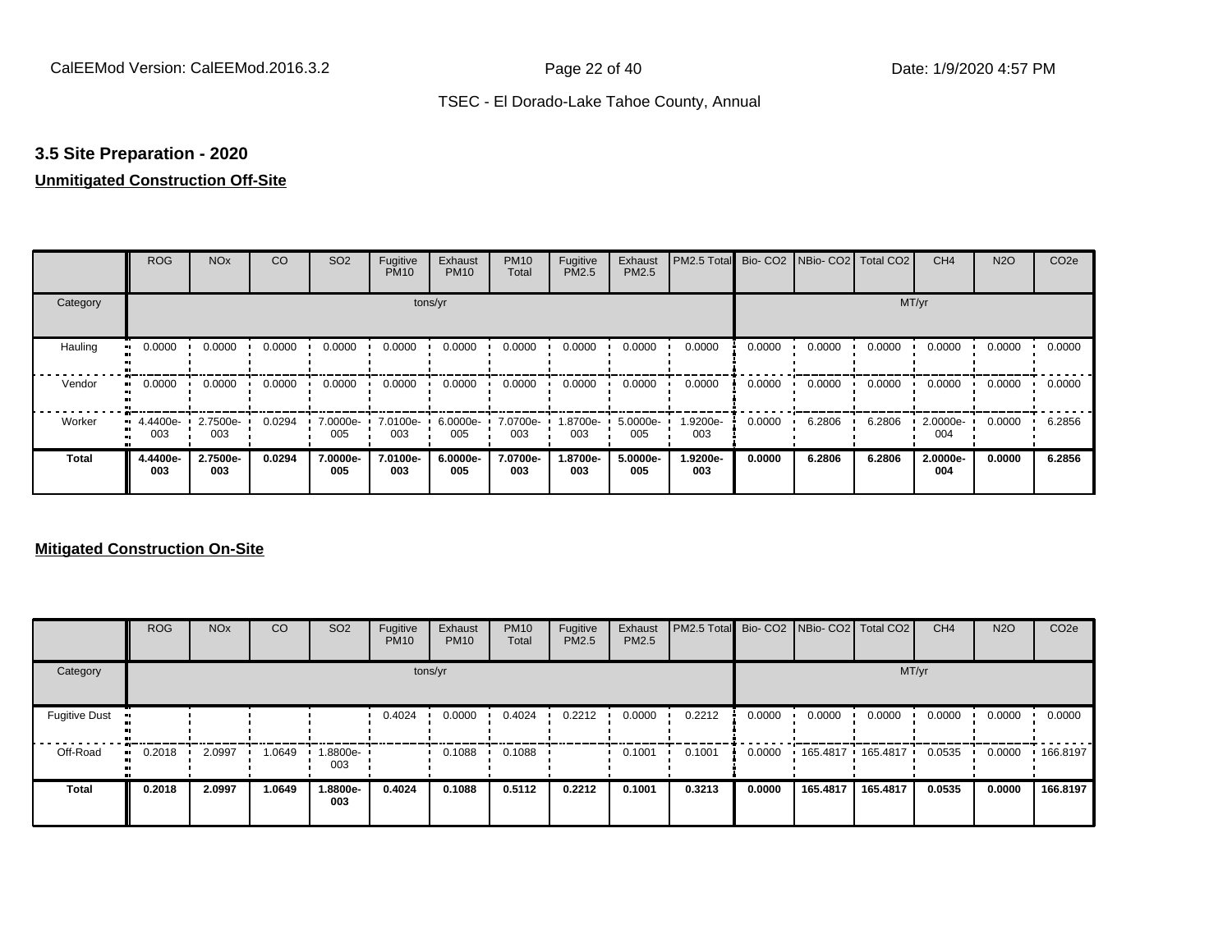### 3.5 Site Preparation - 2020

**Unmitigated Construction Off-Site**

| | ROG | NOx | CO | SO2 | Fugitive PM10 | Exhaust PM10 | PM10 Total | Fugitive PM2.5 | Exhaust PM2.5 | PM2.5 Total | Bio- CO2 | NBio- CO2 | Total CO2 | CH4 | N2O | CO2e |
|---|---|---|---|---|---|---|---|---|---|---|---|---|---|---|---|---|
| Category | tons/yr | | | | | | | | | | MT/yr | | | | | |
| Hauling | 0.0000 | 0.0000 | 0.0000 | 0.0000 | 0.0000 | 0.0000 | 0.0000 | 0.0000 | 0.0000 | 0.0000 | 0.0000 | 0.0000 | 0.0000 | 0.0000 | 0.0000 | 0.0000 |
| Vendor | 0.0000 | 0.0000 | 0.0000 | 0.0000 | 0.0000 | 0.0000 | 0.0000 | 0.0000 | 0.0000 | 0.0000 | 0.0000 | 0.0000 | 0.0000 | 0.0000 | 0.0000 | 0.0000 |
| Worker | 4.4400e-003 | 2.7500e-003 | 0.0294 | 7.0000e-005 | 7.0100e-003 | 6.0000e-005 | 7.0700e-003 | 1.8700e-003 | 5.0000e-005 | 1.9200e-003 | 0.0000 | 6.2806 | 6.2806 | 2.0000e-004 | 0.0000 | 6.2856 |
| **Total** | **4.4400e-003** | **2.7500e-003** | **0.0294** | **7.0000e-005** | **7.0100e-003** | **6.0000e-005** | **7.0700e-003** | **1.8700e-003** | **5.0000e-005** | **1.9200e-003** | **0.0000** | **6.2806** | **6.2806** | **2.0000e-004** | **0.0000** | **6.2856** |

**Mitigated Construction On-Site**

| | ROG | NOx | CO | SO2 | Fugitive PM10 | Exhaust PM10 | PM10 Total | Fugitive PM2.5 | Exhaust PM2.5 | PM2.5 Total | Bio- CO2 | NBio- CO2 | Total CO2 | CH4 | N2O | CO2e |
|---|---|---|---|---|---|---|---|---|---|---|---|---|---|---|---|---|
| Category | tons/yr | | | | | | | | | | MT/yr | | | | | |
| Fugitive Dust | | | | | 0.4024 | 0.0000 | 0.4024 | 0.2212 | 0.0000 | 0.2212 | 0.0000 | 0.0000 | 0.0000 | 0.0000 | 0.0000 | 0.0000 |
| Off-Road | 0.2018 | 2.0997 | 1.0649 | 1.8800e-003 | | 0.1088 | 0.1088 | | 0.1001 | 0.1001 | 0.0000 | 165.4817 | 165.4817 | 0.0535 | 0.0000 | 166.8197 |
| **Total** | **0.2018** | **2.0997** | **1.0649** | **1.8800e-003** | **0.4024** | **0.1088** | **0.5112** | **0.2212** | **0.1001** | **0.3213** | **0.0000** | **165.4817** | **165.4817** | **0.0535** | **0.0000** | **166.8197** |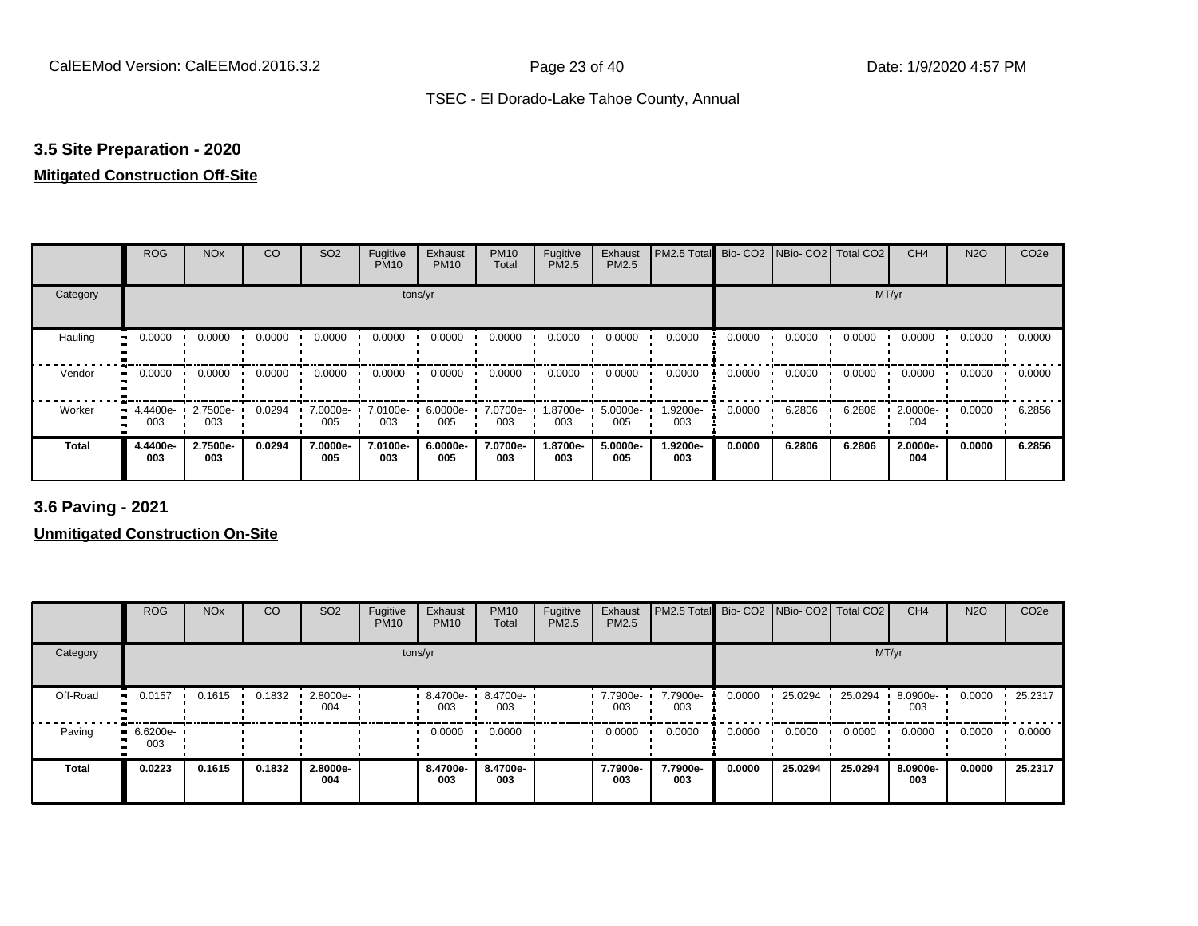### 3.5 Site Preparation - 2020

**Mitigated Construction Off-Site**

| | ROG | NOx | CO | SO2 | Fugitive PM10 | Exhaust PM10 | PM10 Total | Fugitive PM2.5 | Exhaust PM2.5 | PM2.5 Total | Bio- CO2 | NBio- CO2 | Total CO2 | CH4 | N2O | CO2e |
|---|---|---|---|---|---|---|---|---|---|---|---|---|---|---|---|---|
| Category | tons/yr | | | | | | | | | | MT/yr | | | | | |
| Hauling | 0.0000 | 0.0000 | 0.0000 | 0.0000 | 0.0000 | 0.0000 | 0.0000 | 0.0000 | 0.0000 | 0.0000 | 0.0000 | 0.0000 | 0.0000 | 0.0000 | 0.0000 | 0.0000 |
| Vendor | 0.0000 | 0.0000 | 0.0000 | 0.0000 | 0.0000 | 0.0000 | 0.0000 | 0.0000 | 0.0000 | 0.0000 | 0.0000 | 0.0000 | 0.0000 | 0.0000 | 0.0000 | 0.0000 |
| Worker | 4.4400e-003 | 2.7500e-003 | 0.0294 | 7.0000e-005 | 7.0100e-003 | 6.0000e-005 | 7.0700e-003 | 1.8700e-003 | 5.0000e-005 | 1.9200e-003 | 0.0000 | 6.2806 | 6.2806 | 2.0000e-004 | 0.0000 | 6.2856 |
| **Total** | **4.4400e-003** | **2.7500e-003** | **0.0294** | **7.0000e-005** | **7.0100e-003** | **6.0000e-005** | **7.0700e-003** | **1.8700e-003** | **5.0000e-005** | **1.9200e-003** | **0.0000** | **6.2806** | **6.2806** | **2.0000e-004** | **0.0000** | **6.2856** |

### 3.6 Paving - 2021

**Unmitigated Construction On-Site**

| | ROG | NOx | CO | SO2 | Fugitive PM10 | Exhaust PM10 | PM10 Total | Fugitive PM2.5 | Exhaust PM2.5 | PM2.5 Total | Bio- CO2 | NBio- CO2 | Total CO2 | CH4 | N2O | CO2e |
|---|---|---|---|---|---|---|---|---|---|---|---|---|---|---|---|---|
| Category | tons/yr | | | | | | | | | | MT/yr | | | | | |
| Off-Road | 0.0157 | 0.1615 | 0.1832 | 2.8000e-004 | | 8.4700e-003 | 8.4700e-003 | | 7.7900e-003 | 7.7900e-003 | 0.0000 | 25.0294 | 25.0294 | 8.0900e-003 | 0.0000 | 25.2317 |
| Paving | 6.6200e-003 | | | | | 0.0000 | 0.0000 | | 0.0000 | 0.0000 | 0.0000 | 0.0000 | 0.0000 | 0.0000 | 0.0000 | 0.0000 |
| **Total** | **0.0223** | **0.1615** | **0.1832** | **2.8000e-004** | | **8.4700e-003** | **8.4700e-003** | | **7.7900e-003** | **7.7900e-003** | **0.0000** | **25.0294** | **25.0294** | **8.0900e-003** | **0.0000** | **25.2317** |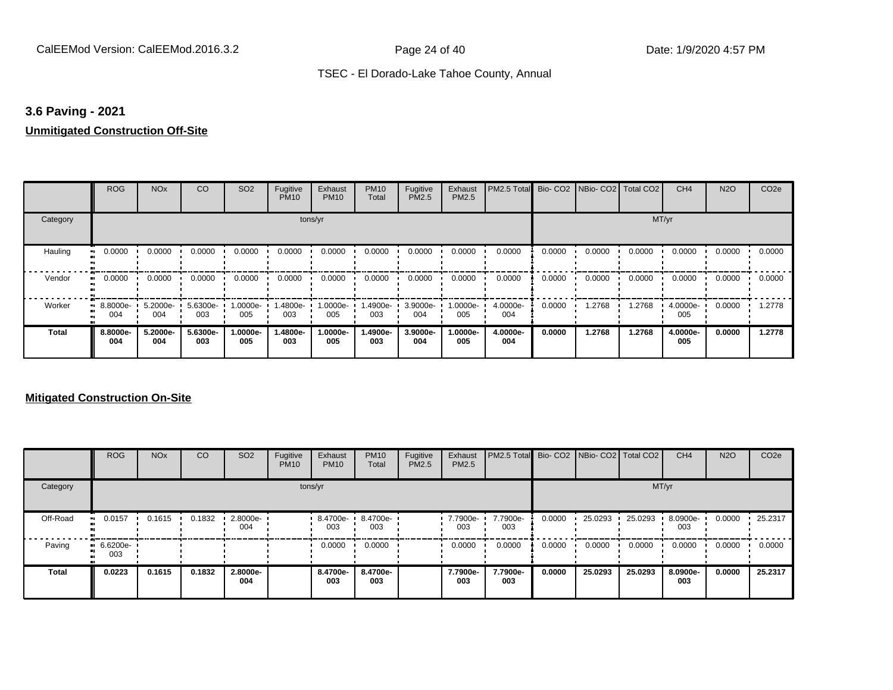## 3.6 Paving - 2021

**Unmitigated Construction Off-Site**

| | ROG | NOx | CO | SO2 | Fugitive PM10 | Exhaust PM10 | PM10 Total | Fugitive PM2.5 | Exhaust PM2.5 | PM2.5 Total | Bio- CO2 | NBio- CO2 | Total CO2 | CH4 | N2O | CO2e |
|---|---|---|---|---|---|---|---|---|---|---|---|---|---|---|---|---|
| Category | tons/yr | | | | | | | | | | MT/yr | | | | | |
| Hauling | 0.0000 | 0.0000 | 0.0000 | 0.0000 | 0.0000 | 0.0000 | 0.0000 | 0.0000 | 0.0000 | 0.0000 | 0.0000 | 0.0000 | 0.0000 | 0.0000 | 0.0000 | 0.0000 |
| Vendor | 0.0000 | 0.0000 | 0.0000 | 0.0000 | 0.0000 | 0.0000 | 0.0000 | 0.0000 | 0.0000 | 0.0000 | 0.0000 | 0.0000 | 0.0000 | 0.0000 | 0.0000 | 0.0000 |
| Worker | 8.8000e-004 | 5.2000e-004 | 5.6300e-003 | 1.0000e-005 | 1.4800e-003 | 1.0000e-005 | 1.4900e-003 | 3.9000e-004 | 1.0000e-005 | 4.0000e-004 | 0.0000 | 1.2768 | 1.2768 | 4.0000e-005 | 0.0000 | 1.2778 |
| **Total** | **8.8000e-004** | **5.2000e-004** | **5.6300e-003** | **1.0000e-005** | **1.4800e-003** | **1.0000e-005** | **1.4900e-003** | **3.9000e-004** | **1.0000e-005** | **4.0000e-004** | **0.0000** | **1.2768** | **1.2768** | **4.0000e-005** | **0.0000** | **1.2778** |

**Mitigated Construction On-Site**

| | ROG | NOx | CO | SO2 | Fugitive PM10 | Exhaust PM10 | PM10 Total | Fugitive PM2.5 | Exhaust PM2.5 | PM2.5 Total | Bio- CO2 | NBio- CO2 | Total CO2 | CH4 | N2O | CO2e |
|---|---|---|---|---|---|---|---|---|---|---|---|---|---|---|---|---|
| Category | tons/yr | | | | | | | | | | MT/yr | | | | | |
| Off-Road | 0.0157 | 0.1615 | 0.1832 | 2.8000e-004 | | 8.4700e-003 | 8.4700e-003 | | 7.7900e-003 | 7.7900e-003 | 0.0000 | 25.0293 | 25.0293 | 8.0900e-003 | 0.0000 | 25.2317 |
| Paving | 6.6200e-003 | | | | | 0.0000 | 0.0000 | | 0.0000 | 0.0000 | 0.0000 | 0.0000 | 0.0000 | 0.0000 | 0.0000 | 0.0000 |
| **Total** | **0.0223** | **0.1615** | **0.1832** | **2.8000e-004** | | **8.4700e-003** | **8.4700e-003** | | **7.7900e-003** | **7.7900e-003** | **0.0000** | **25.0293** | **25.0293** | **8.0900e-003** | **0.0000** | **25.2317** |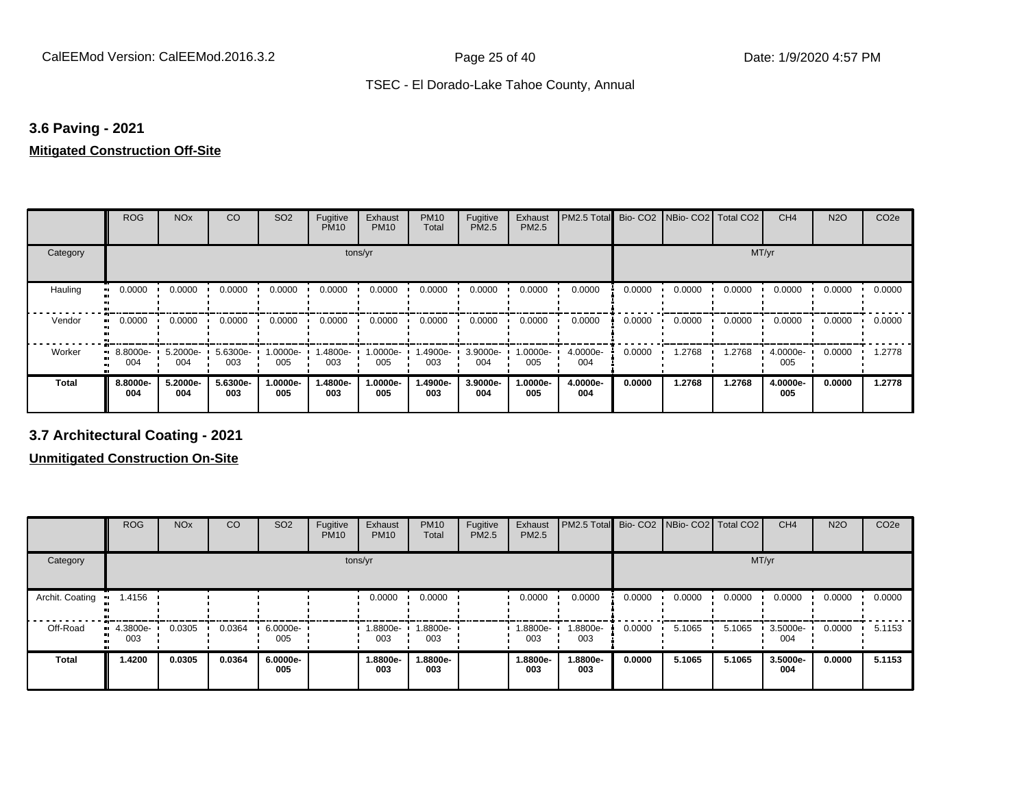### 3.6 Paving - 2021

**Mitigated Construction Off-Site**

| | ROG | NOx | CO | SO2 | Fugitive PM10 | Exhaust PM10 | PM10 Total | Fugitive PM2.5 | Exhaust PM2.5 | PM2.5 Total | Bio- CO2 | NBio- CO2 | Total CO2 | CH4 | N2O | CO2e |
|---|---|---|---|---|---|---|---|---|---|---|---|---|---|---|---|---|
| Category | tons/yr | | | | | | | | | | MT/yr | | | | | |
| Hauling | 0.0000 | 0.0000 | 0.0000 | 0.0000 | 0.0000 | 0.0000 | 0.0000 | 0.0000 | 0.0000 | 0.0000 | 0.0000 | 0.0000 | 0.0000 | 0.0000 | 0.0000 | 0.0000 |
| Vendor | 0.0000 | 0.0000 | 0.0000 | 0.0000 | 0.0000 | 0.0000 | 0.0000 | 0.0000 | 0.0000 | 0.0000 | 0.0000 | 0.0000 | 0.0000 | 0.0000 | 0.0000 | 0.0000 |
| Worker | 8.8000e-004 | 5.2000e-004 | 5.6300e-003 | 1.0000e-005 | 1.4800e-003 | 1.0000e-005 | 1.4900e-003 | 3.9000e-004 | 1.0000e-005 | 4.0000e-004 | 0.0000 | 1.2768 | 1.2768 | 4.0000e-005 | 0.0000 | 1.2778 |
| **Total** | **8.8000e-004** | **5.2000e-004** | **5.6300e-003** | **1.0000e-005** | **1.4800e-003** | **1.0000e-005** | **1.4900e-003** | **3.9000e-004** | **1.0000e-005** | **4.0000e-004** | **0.0000** | **1.2768** | **1.2768** | **4.0000e-005** | **0.0000** | **1.2778** |

### 3.7 Architectural Coating - 2021

**Unmitigated Construction On-Site**

| | ROG | NOx | CO | SO2 | Fugitive PM10 | Exhaust PM10 | PM10 Total | Fugitive PM2.5 | Exhaust PM2.5 | PM2.5 Total | Bio- CO2 | NBio- CO2 | Total CO2 | CH4 | N2O | CO2e |
|---|---|---|---|---|---|---|---|---|---|---|---|---|---|---|---|---|
| Category | tons/yr | | | | | | | | | | MT/yr | | | | | |
| Archit. Coating | 1.4156 | | | | | 0.0000 | 0.0000 | | 0.0000 | 0.0000 | 0.0000 | 0.0000 | 0.0000 | 0.0000 | 0.0000 | 0.0000 |
| Off-Road | 4.3800e-003 | 0.0305 | 0.0364 | 6.0000e-005 | | 1.8800e-003 | 1.8800e-003 | | 1.8800e-003 | 1.8800e-003 | 0.0000 | 5.1065 | 5.1065 | 3.5000e-004 | 0.0000 | 5.1153 |
| **Total** | **1.4200** | **0.0305** | **0.0364** | **6.0000e-005** | | **1.8800e-003** | **1.8800e-003** | | **1.8800e-003** | **1.8800e-003** | **0.0000** | **5.1065** | **5.1065** | **3.5000e-004** | **0.0000** | **5.1153** |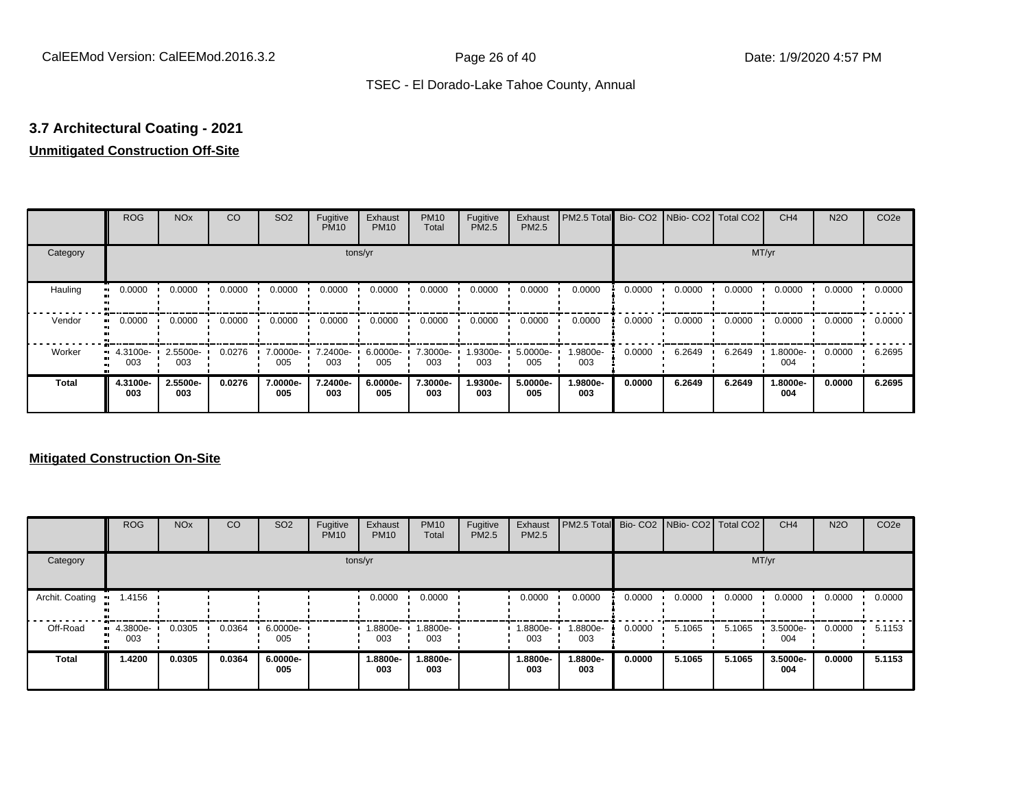### 3.7 Architectural Coating - 2021

**Unmitigated Construction Off-Site**

| | ROG | NOx | CO | SO2 | Fugitive PM10 | Exhaust PM10 | PM10 Total | Fugitive PM2.5 | Exhaust PM2.5 | PM2.5 Total | Bio- CO2 | NBio- CO2 | Total CO2 | CH4 | N2O | CO2e |
|---|---|---|---|---|---|---|---|---|---|---|---|---|---|---|---|---|
| Category | tons/yr | | | | | | | | | | MT/yr | | | | | |
| Hauling | 0.0000 | 0.0000 | 0.0000 | 0.0000 | 0.0000 | 0.0000 | 0.0000 | 0.0000 | 0.0000 | 0.0000 | 0.0000 | 0.0000 | 0.0000 | 0.0000 | 0.0000 | 0.0000 |
| Vendor | 0.0000 | 0.0000 | 0.0000 | 0.0000 | 0.0000 | 0.0000 | 0.0000 | 0.0000 | 0.0000 | 0.0000 | 0.0000 | 0.0000 | 0.0000 | 0.0000 | 0.0000 | 0.0000 |
| Worker | 4.3100e-003 | 2.5500e-003 | 0.0276 | 7.0000e-005 | 7.2400e-003 | 6.0000e-005 | 7.3000e-003 | 1.9300e-003 | 5.0000e-005 | 1.9800e-003 | 0.0000 | 6.2649 | 6.2649 | 1.8000e-004 | 0.0000 | 6.2695 |
| **Total** | **4.3100e-003** | **2.5500e-003** | **0.0276** | **7.0000e-005** | **7.2400e-003** | **6.0000e-005** | **7.3000e-003** | **1.9300e-003** | **5.0000e-005** | **1.9800e-003** | **0.0000** | **6.2649** | **6.2649** | **1.8000e-004** | **0.0000** | **6.2695** |

**Mitigated Construction On-Site**

| | ROG | NOx | CO | SO2 | Fugitive PM10 | Exhaust PM10 | PM10 Total | Fugitive PM2.5 | Exhaust PM2.5 | PM2.5 Total | Bio- CO2 | NBio- CO2 | Total CO2 | CH4 | N2O | CO2e |
|---|---|---|---|---|---|---|---|---|---|---|---|---|---|---|---|---|
| Category | tons/yr | | | | | | | | | | MT/yr | | | | | |
| Archit. Coating | 1.4156 | | | | | 0.0000 | 0.0000 | | 0.0000 | 0.0000 | 0.0000 | 0.0000 | 0.0000 | 0.0000 | 0.0000 | 0.0000 |
| Off-Road | 4.3800e-003 | 0.0305 | 0.0364 | 6.0000e-005 | | 1.8800e-003 | 1.8800e-003 | | 1.8800e-003 | 1.8800e-003 | 0.0000 | 5.1065 | 5.1065 | 3.5000e-004 | 0.0000 | 5.1153 |
| **Total** | **1.4200** | **0.0305** | **0.0364** | **6.0000e-005** | | **1.8800e-003** | **1.8800e-003** | | **1.8800e-003** | **1.8800e-003** | **0.0000** | **5.1065** | **5.1065** | **3.5000e-004** | **0.0000** | **5.1153** |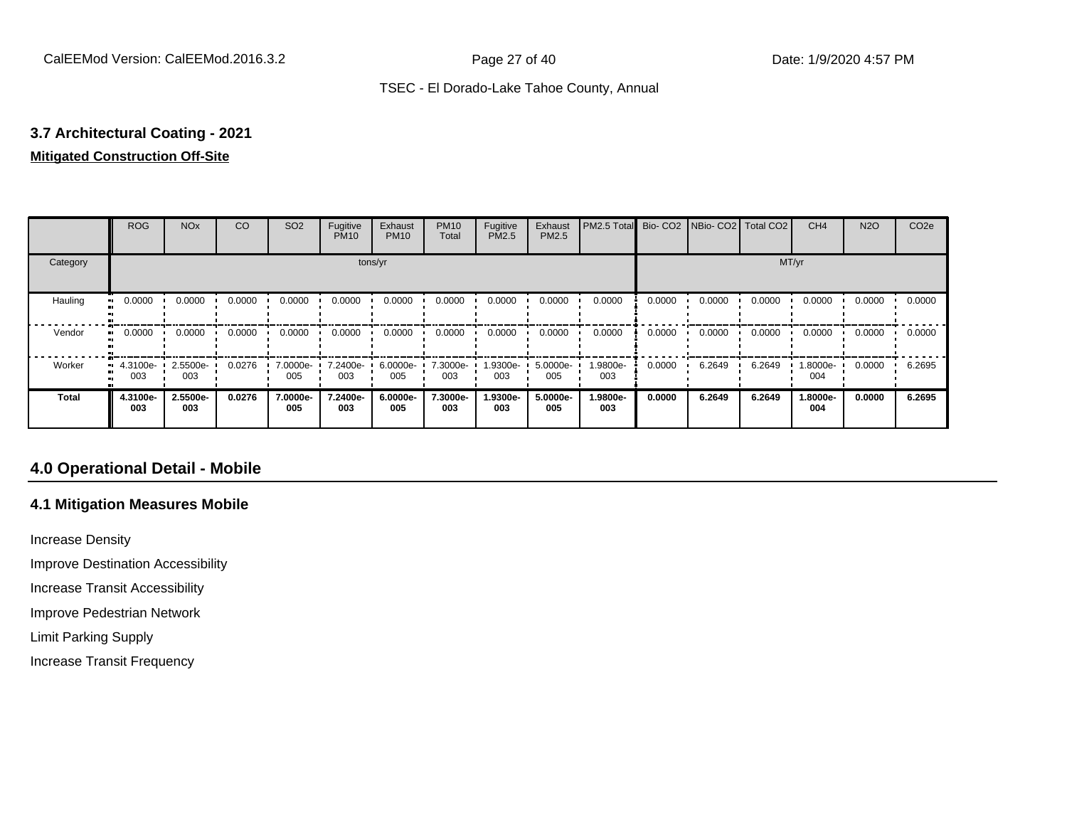## 3.7 Architectural Coating - 2021

**Mitigated Construction Off-Site**

| | ROG | NOx | CO | SO2 | Fugitive PM10 | Exhaust PM10 | PM10 Total | Fugitive PM2.5 | Exhaust PM2.5 | PM2.5 Total | Bio- CO2 | NBio- CO2 | Total CO2 | CH4 | N2O | CO2e |
|---|---|---|---|---|---|---|---|---|---|---|---|---|---|---|---|---|
| Category | tons/yr | | | | | | | | | | MT/yr | | | | | |
| Hauling | 0.0000 | 0.0000 | 0.0000 | 0.0000 | 0.0000 | 0.0000 | 0.0000 | 0.0000 | 0.0000 | 0.0000 | 0.0000 | 0.0000 | 0.0000 | 0.0000 | 0.0000 | 0.0000 |
| Vendor | 0.0000 | 0.0000 | 0.0000 | 0.0000 | 0.0000 | 0.0000 | 0.0000 | 0.0000 | 0.0000 | 0.0000 | 0.0000 | 0.0000 | 0.0000 | 0.0000 | 0.0000 | 0.0000 |
| Worker | 4.3100e-003 | 2.5500e-003 | 0.0276 | 7.0000e-005 | 7.2400e-003 | 6.0000e-005 | 7.3000e-003 | 1.9300e-003 | 5.0000e-005 | 1.9800e-003 | 0.0000 | 6.2649 | 6.2649 | 1.8000e-004 | 0.0000 | 6.2695 |
| **Total** | **4.3100e-003** | **2.5500e-003** | **0.0276** | **7.0000e-005** | **7.2400e-003** | **6.0000e-005** | **7.3000e-003** | **1.9300e-003** | **5.0000e-005** | **1.9800e-003** | **0.0000** | **6.2649** | **6.2649** | **1.8000e-004** | **0.0000** | **6.2695** |

# 4.0 Operational Detail - Mobile

## 4.1 Mitigation Measures Mobile

Increase Density

Improve Destination Accessibility

Increase Transit Accessibility

Improve Pedestrian Network

Limit Parking Supply

Increase Transit Frequency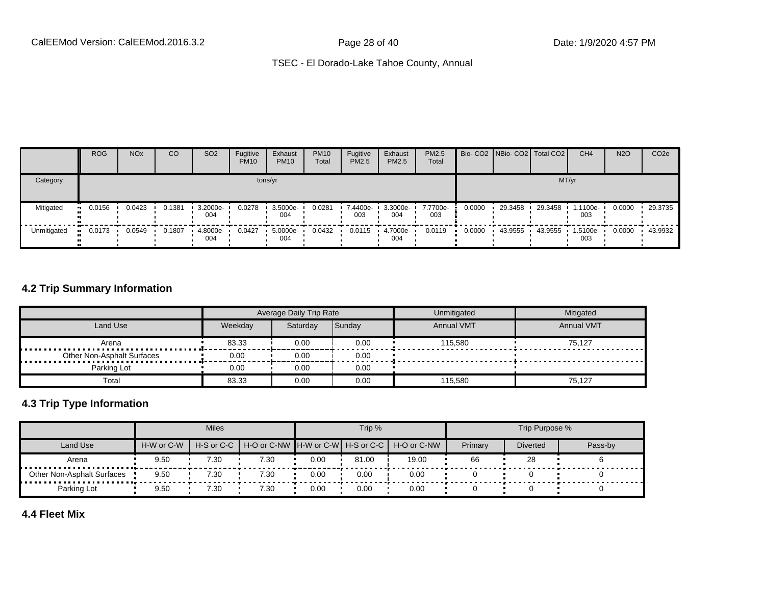| | ROG | NOx | CO | SO2 | Fugitive PM10 | Exhaust PM10 | PM10 Total | Fugitive PM2.5 | Exhaust PM2.5 | PM2.5 Total | Bio- CO2 | NBio- CO2 | Total CO2 | CH4 | N2O | CO2e |
|---|---|---|---|---|---|---|---|---|---|---|---|---|---|---|---|---|
| Category | tons/yr | | | | | | | | | | MT/yr | | | | | |
| Mitigated | 0.0156 | 0.0423 | 0.1381 | 3.2000e-004 | 0.0278 | 3.5000e-004 | 0.0281 | 7.4400e-003 | 3.3000e-004 | 7.7700e-003 | 0.0000 | 29.3458 | 29.3458 | 1.1100e-003 | 0.0000 | 29.3735 |
| Unmitigated | 0.0173 | 0.0549 | 0.1807 | 4.8000e-004 | 0.0427 | 5.0000e-004 | 0.0432 | 0.0115 | 4.7000e-004 | 0.0119 | 0.0000 | 43.9555 | 43.9555 | 1.5100e-003 | 0.0000 | 43.9932 |

## 4.2 Trip Summary Information

| | Average Daily Trip Rate | | | Unmitigated | Mitigated |
|---|---|---|---|---|---|
| Land Use | Weekday | Saturday | Sunday | Annual VMT | Annual VMT |
| Arena | 83.33 | 0.00 | 0.00 | 115,580 | 75,127 |
| Other Non-Asphalt Surfaces | 0.00 | 0.00 | 0.00 | | |
| Parking Lot | 0.00 | 0.00 | 0.00 | | |
| Total | 83.33 | 0.00 | 0.00 | 115,580 | 75,127 |

## 4.3 Trip Type Information

| | Miles | | | Trip % | | | Trip Purpose % | | |
|---|---|---|---|---|---|---|---|---|---|
| Land Use | H-W or C-W | H-S or C-C | H-O or C-NW | H-W or C-W | H-S or C-C | H-O or C-NW | Primary | Diverted | Pass-by |
| Arena | 9.50 | 7.30 | 7.30 | 0.00 | 81.00 | 19.00 | 66 | 28 | 6 |
| Other Non-Asphalt Surfaces | 9.50 | 7.30 | 7.30 | 0.00 | 0.00 | 0.00 | 0 | 0 | 0 |
| Parking Lot | 9.50 | 7.30 | 7.30 | 0.00 | 0.00 | 0.00 | 0 | 0 | 0 |

## 4.4 Fleet Mix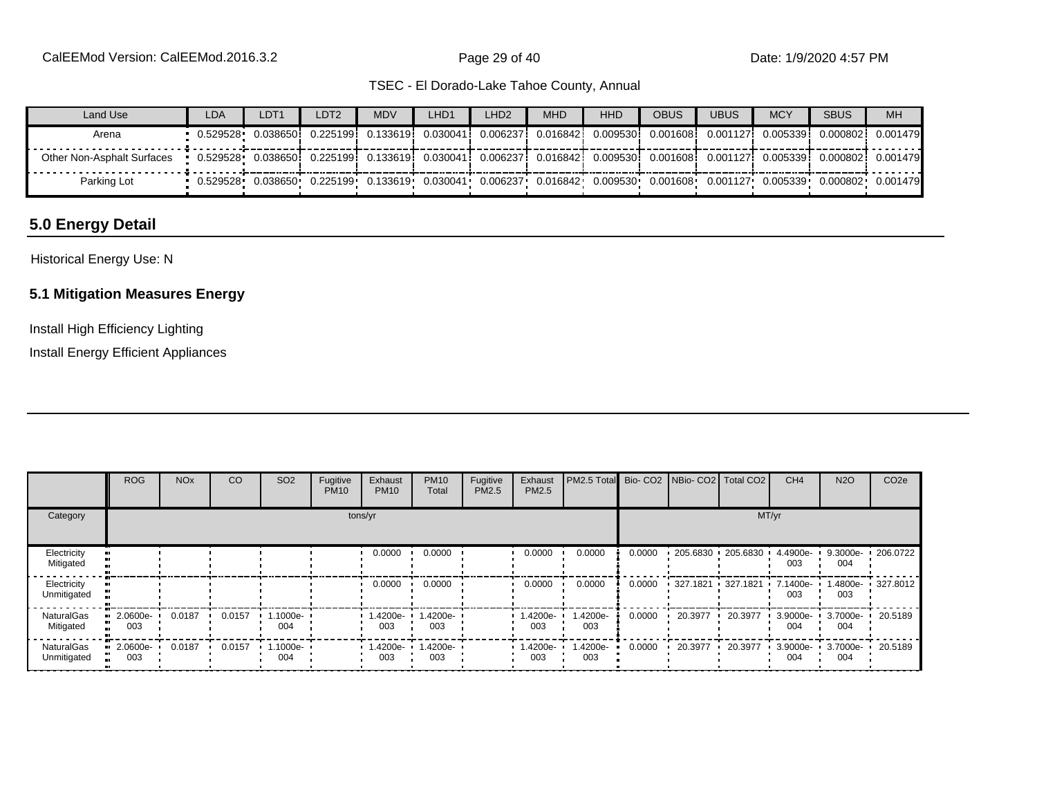TSEC - El Dorado-Lake Tahoe County, Annual

| Land Use | LDA | LDT1 | LDT2 | MDV | LHD1 | LHD2 | MHD | HHD | OBUS | UBUS | MCY | SBUS | MH |
|---|---|---|---|---|---|---|---|---|---|---|---|---|---|
| Arena | 0.529528 | 0.038650 | 0.225199 | 0.133619 | 0.030041 | 0.006237 | 0.016842 | 0.009530 | 0.001608 | 0.001127 | 0.005339 | 0.000802 | 0.001479 |
| Other Non-Asphalt Surfaces | 0.529528 | 0.038650 | 0.225199 | 0.133619 | 0.030041 | 0.006237 | 0.016842 | 0.009530 | 0.001608 | 0.001127 | 0.005339 | 0.000802 | 0.001479 |
| Parking Lot | 0.529528 | 0.038650 | 0.225199 | 0.133619 | 0.030041 | 0.006237 | 0.016842 | 0.009530 | 0.001608 | 0.001127 | 0.005339 | 0.000802 | 0.001479 |

## 5.0 Energy Detail

Historical Energy Use: N

### 5.1 Mitigation Measures Energy

Install High Efficiency Lighting

Install Energy Efficient Appliances

| | ROG | NOx | CO | SO2 | Fugitive PM10 | Exhaust PM10 | PM10 Total | Fugitive PM2.5 | Exhaust PM2.5 | PM2.5 Total | Bio- CO2 | NBio- CO2 | Total CO2 | CH4 | N2O | CO2e |
|---|---|---|---|---|---|---|---|---|---|---|---|---|---|---|---|---|
| Category | tons/yr | | | | | | | | | | MT/yr | | | | | |
| Electricity Mitigated | | | | | | 0.0000 | 0.0000 | | 0.0000 | 0.0000 | 0.0000 | 205.6830 | 205.6830 | 4.4900e-003 | 9.3000e-004 | 206.0722 |
| Electricity Unmitigated | | | | | | 0.0000 | 0.0000 | | 0.0000 | 0.0000 | 0.0000 | 327.1821 | 327.1821 | 7.1400e-003 | 1.4800e-003 | 327.8012 |
| NaturalGas Mitigated | 2.0600e-003 | 0.0187 | 0.0157 | 1.1000e-004 | | 1.4200e-003 | 1.4200e-003 | | 1.4200e-003 | 1.4200e-003 | 0.0000 | 20.3977 | 20.3977 | 3.9000e-004 | 3.7000e-004 | 20.5189 |
| NaturalGas Unmitigated | 2.0600e-003 | 0.0187 | 0.0157 | 1.1000e-004 | | 1.4200e-003 | 1.4200e-003 | | 1.4200e-003 | 1.4200e-003 | 0.0000 | 20.3977 | 20.3977 | 3.9000e-004 | 3.7000e-004 | 20.5189 |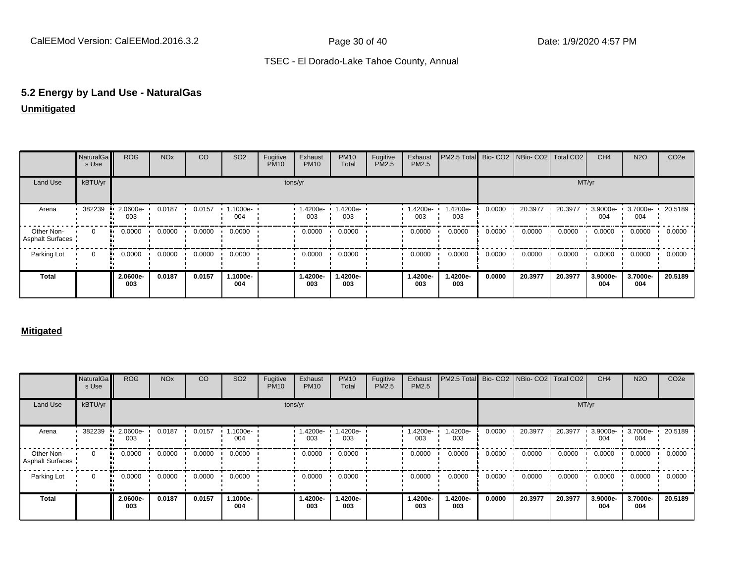### 5.2 Energy by Land Use - NaturalGas

**Unmitigated**

| | NaturalGas Use | ROG | NOx | CO | SO2 | Fugitive PM10 | Exhaust PM10 | PM10 Total | Fugitive PM2.5 | Exhaust PM2.5 | PM2.5 Total | Bio- CO2 | NBio- CO2 | Total CO2 | CH4 | N2O | CO2e |
|---|---|---|---|---|---|---|---|---|---|---|---|---|---|---|---|---|---|
| Land Use | kBTU/yr | tons/yr | | | | | | | | | | MT/yr | | | | | |
| Arena | 382239 | 2.0600e-003 | 0.0187 | 0.0157 | 1.1000e-004 | | 1.4200e-003 | 1.4200e-003 | | 1.4200e-003 | 1.4200e-003 | 0.0000 | 20.3977 | 20.3977 | 3.9000e-004 | 3.7000e-004 | 20.5189 |
| Other Non-Asphalt Surfaces | 0 | 0.0000 | 0.0000 | 0.0000 | 0.0000 | | 0.0000 | 0.0000 | | 0.0000 | 0.0000 | 0.0000 | 0.0000 | 0.0000 | 0.0000 | 0.0000 | 0.0000 |
| Parking Lot | 0 | 0.0000 | 0.0000 | 0.0000 | 0.0000 | | 0.0000 | 0.0000 | | 0.0000 | 0.0000 | 0.0000 | 0.0000 | 0.0000 | 0.0000 | 0.0000 | 0.0000 |
| **Total** | | **2.0600e-003** | **0.0187** | **0.0157** | **1.1000e-004** | | **1.4200e-003** | **1.4200e-003** | | **1.4200e-003** | **1.4200e-003** | **0.0000** | **20.3977** | **20.3977** | **3.9000e-004** | **3.7000e-004** | **20.5189** |

**Mitigated**

| | NaturalGas Use | ROG | NOx | CO | SO2 | Fugitive PM10 | Exhaust PM10 | PM10 Total | Fugitive PM2.5 | Exhaust PM2.5 | PM2.5 Total | Bio- CO2 | NBio- CO2 | Total CO2 | CH4 | N2O | CO2e |
|---|---|---|---|---|---|---|---|---|---|---|---|---|---|---|---|---|---|
| Land Use | kBTU/yr | tons/yr | | | | | | | | | | MT/yr | | | | | |
| Arena | 382239 | 2.0600e-003 | 0.0187 | 0.0157 | 1.1000e-004 | | 1.4200e-003 | 1.4200e-003 | | 1.4200e-003 | 1.4200e-003 | 0.0000 | 20.3977 | 20.3977 | 3.9000e-004 | 3.7000e-004 | 20.5189 |
| Other Non-Asphalt Surfaces | 0 | 0.0000 | 0.0000 | 0.0000 | 0.0000 | | 0.0000 | 0.0000 | | 0.0000 | 0.0000 | 0.0000 | 0.0000 | 0.0000 | 0.0000 | 0.0000 | 0.0000 |
| Parking Lot | 0 | 0.0000 | 0.0000 | 0.0000 | 0.0000 | | 0.0000 | 0.0000 | | 0.0000 | 0.0000 | 0.0000 | 0.0000 | 0.0000 | 0.0000 | 0.0000 | 0.0000 |
| **Total** | | **2.0600e-003** | **0.0187** | **0.0157** | **1.1000e-004** | | **1.4200e-003** | **1.4200e-003** | | **1.4200e-003** | **1.4200e-003** | **0.0000** | **20.3977** | **20.3977** | **3.9000e-004** | **3.7000e-004** | **20.5189** |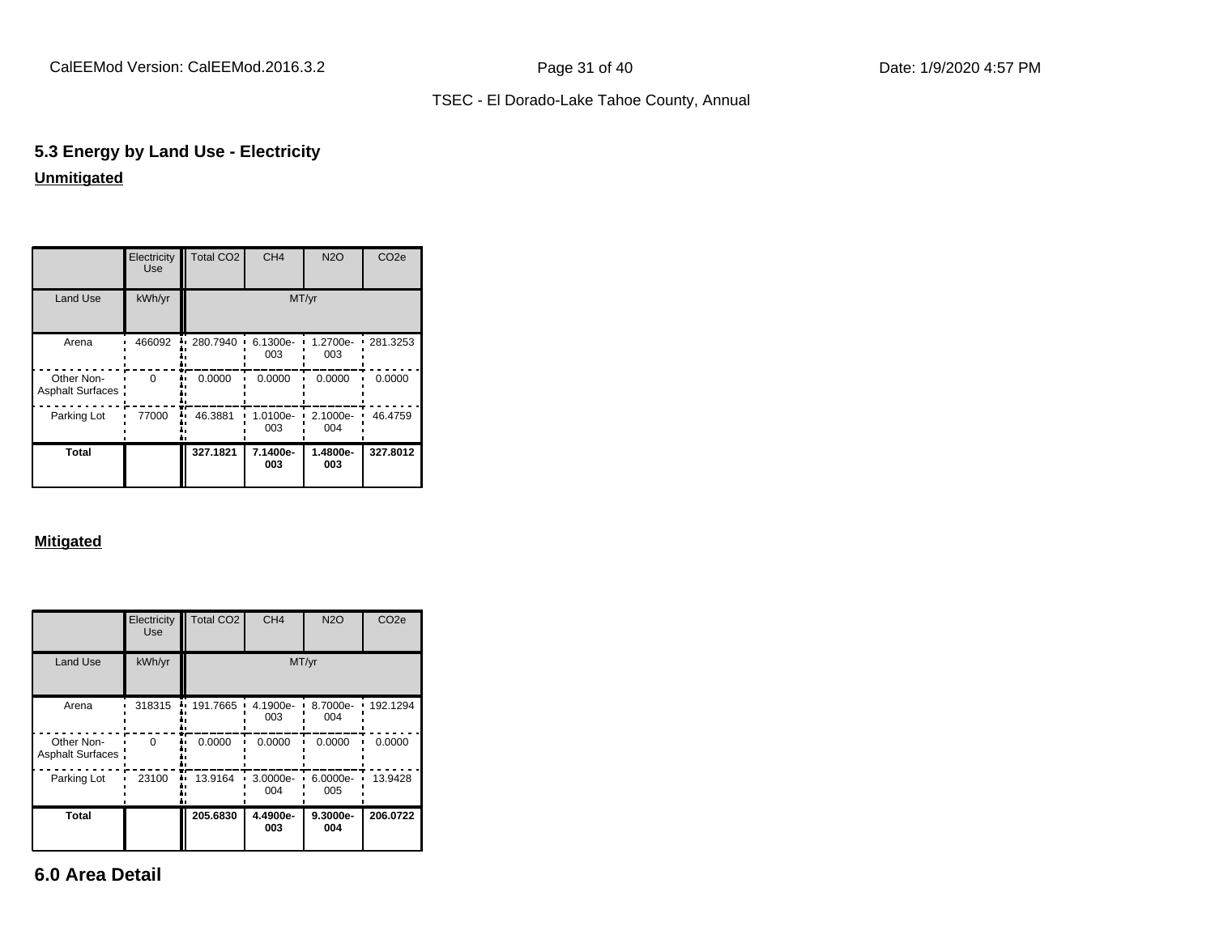## 5.3 Energy by Land Use - Electricity

**Unmitigated**

| | Electricity Use | Total CO2 | CH4 | N2O | CO2e |
|---|---|---|---|---|---|
| Land Use | kWh/yr | MT/yr | | | |
| Arena | 466092 | 280.7940 | 6.1300e-003 | 1.2700e-003 | 281.3253 |
| Other Non-Asphalt Surfaces | 0 | 0.0000 | 0.0000 | 0.0000 | 0.0000 |
| Parking Lot | 77000 | 46.3881 | 1.0100e-003 | 2.1000e-004 | 46.4759 |
| **Total** | | **327.1821** | **7.1400e-003** | **1.4800e-003** | **327.8012** |

**Mitigated**

| | Electricity Use | Total CO2 | CH4 | N2O | CO2e |
|---|---|---|---|---|---|
| Land Use | kWh/yr | MT/yr | | | |
| Arena | 318315 | 191.7665 | 4.1900e-003 | 8.7000e-004 | 192.1294 |
| Other Non-Asphalt Surfaces | 0 | 0.0000 | 0.0000 | 0.0000 | 0.0000 |
| Parking Lot | 23100 | 13.9164 | 3.0000e-004 | 6.0000e-005 | 13.9428 |
| **Total** | | **205.6830** | **4.4900e-003** | **9.3000e-004** | **206.0722** |

## 6.0 Area Detail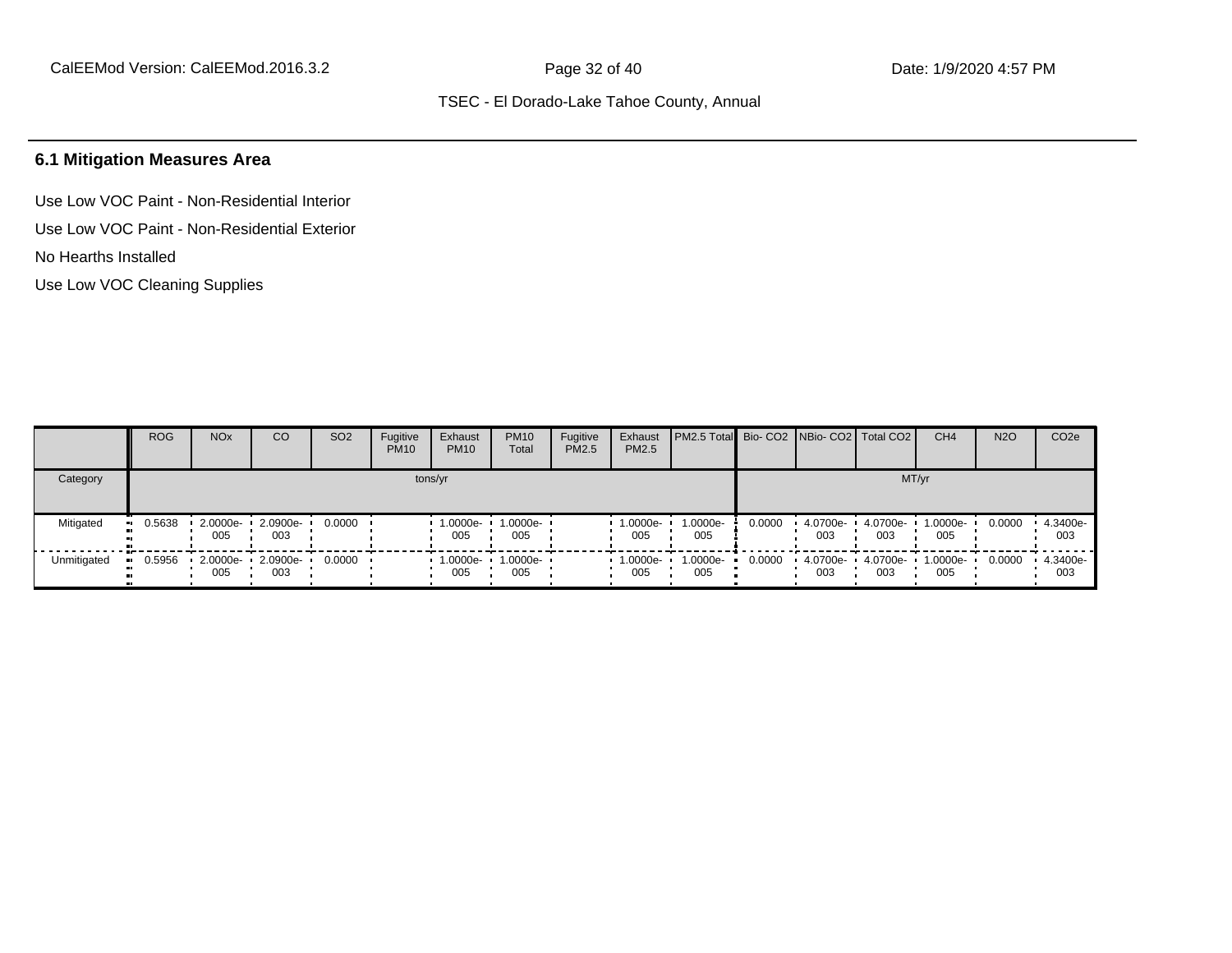## 6.1 Mitigation Measures Area

Use Low VOC Paint - Non-Residential Interior

Use Low VOC Paint - Non-Residential Exterior

No Hearths Installed

Use Low VOC Cleaning Supplies

| | ROG | NOx | CO | SO2 | Fugitive PM10 | Exhaust PM10 | PM10 Total | Fugitive PM2.5 | Exhaust PM2.5 | PM2.5 Total | Bio- CO2 | NBio- CO2 | Total CO2 | CH4 | N2O | CO2e |
|---|---|---|---|---|---|---|---|---|---|---|---|---|---|---|---|---|
| Category | tons/yr | | | | | | | | | | MT/yr | | | | | |
| Mitigated | 0.5638 | 2.0000e-005 | 2.0900e-003 | 0.0000 | | 1.0000e-005 | 1.0000e-005 | | 1.0000e-005 | 1.0000e-005 | 0.0000 | 4.0700e-003 | 4.0700e-003 | 1.0000e-005 | 0.0000 | 4.3400e-003 |
| Unmitigated | 0.5956 | 2.0000e-005 | 2.0900e-003 | 0.0000 | | 1.0000e-005 | 1.0000e-005 | | 1.0000e-005 | 1.0000e-005 | 0.0000 | 4.0700e-003 | 4.0700e-003 | 1.0000e-005 | 0.0000 | 4.3400e-003 |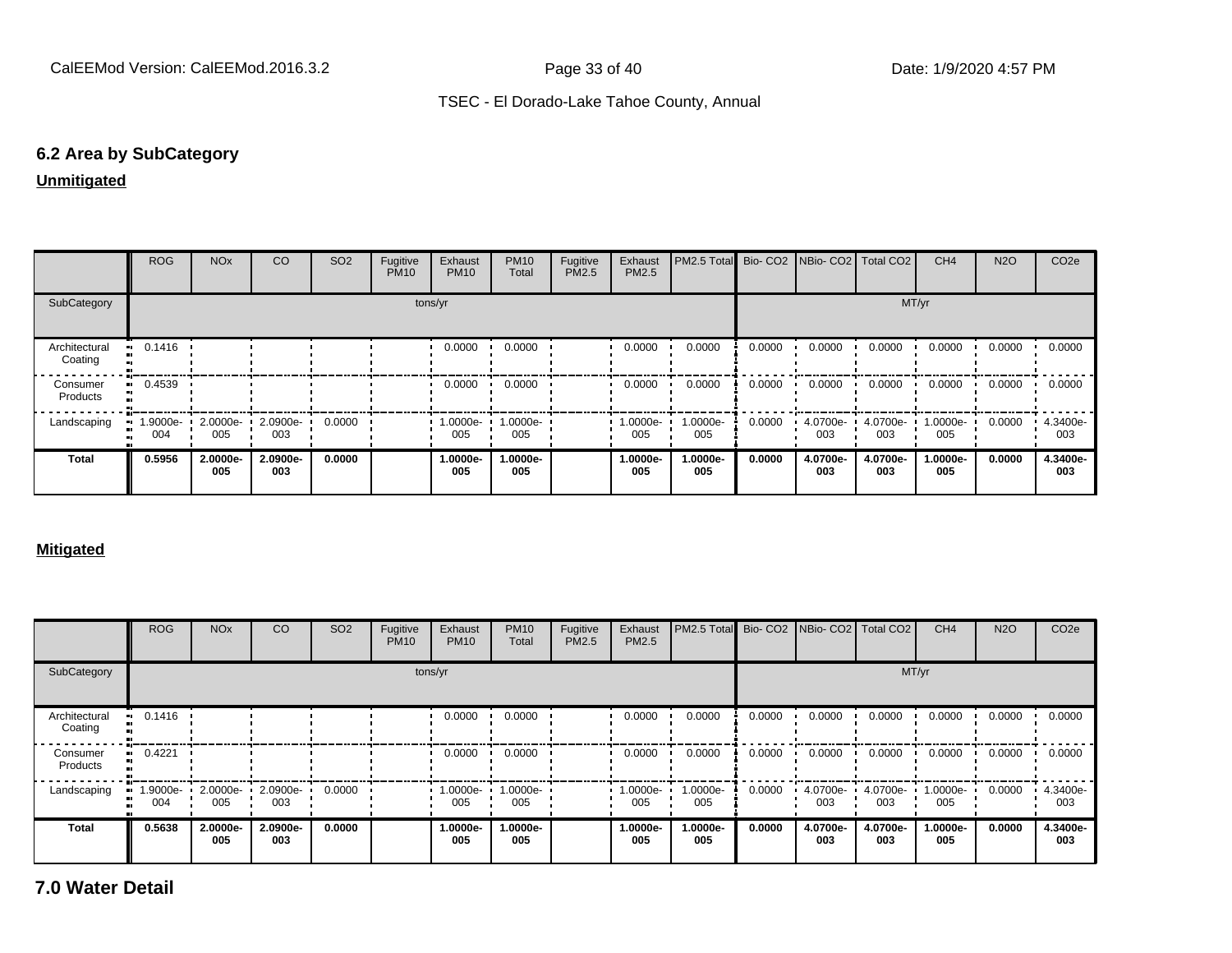## 6.2 Area by SubCategory

**Unmitigated**

| | ROG | NOx | CO | SO2 | Fugitive PM10 | Exhaust PM10 | PM10 Total | Fugitive PM2.5 | Exhaust PM2.5 | PM2.5 Total | Bio- CO2 | NBio- CO2 | Total CO2 | CH4 | N2O | CO2e |
|---|---|---|---|---|---|---|---|---|---|---|---|---|---|---|---|---|
| SubCategory | tons/yr | | | | | | | | | | MT/yr | | | | | |
| Architectural Coating | 0.1416 | | | | | 0.0000 | 0.0000 | | 0.0000 | 0.0000 | 0.0000 | 0.0000 | 0.0000 | 0.0000 | 0.0000 | 0.0000 |
| Consumer Products | 0.4539 | | | | | 0.0000 | 0.0000 | | 0.0000 | 0.0000 | 0.0000 | 0.0000 | 0.0000 | 0.0000 | 0.0000 | 0.0000 |
| Landscaping | 1.9000e-004 | 2.0000e-005 | 2.0900e-003 | 0.0000 | | 1.0000e-005 | 1.0000e-005 | | 1.0000e-005 | 1.0000e-005 | 0.0000 | 4.0700e-003 | 4.0700e-003 | 1.0000e-005 | 0.0000 | 4.3400e-003 |
| **Total** | **0.5956** | **2.0000e-005** | **2.0900e-003** | **0.0000** | | **1.0000e-005** | **1.0000e-005** | | **1.0000e-005** | **1.0000e-005** | **0.0000** | **4.0700e-003** | **4.0700e-003** | **1.0000e-005** | **0.0000** | **4.3400e-003** |

**Mitigated**

| | ROG | NOx | CO | SO2 | Fugitive PM10 | Exhaust PM10 | PM10 Total | Fugitive PM2.5 | Exhaust PM2.5 | PM2.5 Total | Bio- CO2 | NBio- CO2 | Total CO2 | CH4 | N2O | CO2e |
|---|---|---|---|---|---|---|---|---|---|---|---|---|---|---|---|---|
| SubCategory | tons/yr | | | | | | | | | | MT/yr | | | | | |
| Architectural Coating | 0.1416 | | | | | 0.0000 | 0.0000 | | 0.0000 | 0.0000 | 0.0000 | 0.0000 | 0.0000 | 0.0000 | 0.0000 | 0.0000 |
| Consumer Products | 0.4221 | | | | | 0.0000 | 0.0000 | | 0.0000 | 0.0000 | 0.0000 | 0.0000 | 0.0000 | 0.0000 | 0.0000 | 0.0000 |
| Landscaping | 1.9000e-004 | 2.0000e-005 | 2.0900e-003 | 0.0000 | | 1.0000e-005 | 1.0000e-005 | | 1.0000e-005 | 1.0000e-005 | 0.0000 | 4.0700e-003 | 4.0700e-003 | 1.0000e-005 | 0.0000 | 4.3400e-003 |
| **Total** | **0.5638** | **2.0000e-005** | **2.0900e-003** | **0.0000** | | **1.0000e-005** | **1.0000e-005** | | **1.0000e-005** | **1.0000e-005** | **0.0000** | **4.0700e-003** | **4.0700e-003** | **1.0000e-005** | **0.0000** | **4.3400e-003** |

# 7.0 Water Detail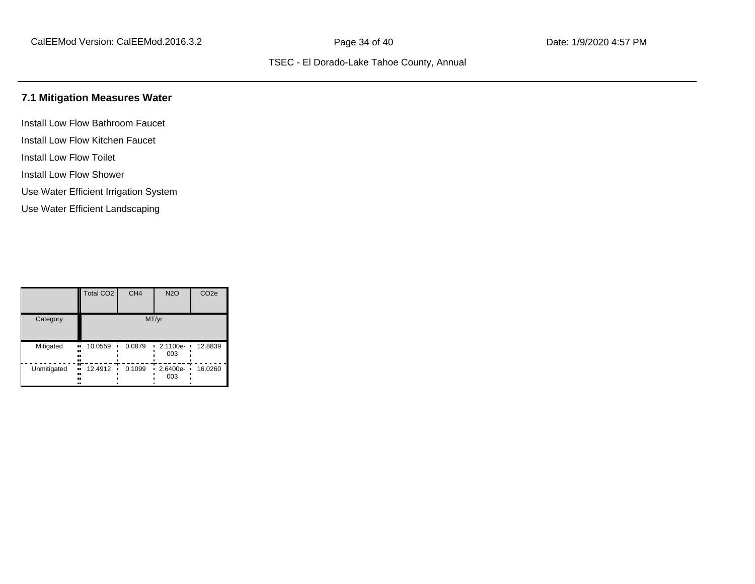## 7.1 Mitigation Measures Water

Install Low Flow Bathroom Faucet

Install Low Flow Kitchen Faucet

Install Low Flow Toilet

Install Low Flow Shower

Use Water Efficient Irrigation System

Use Water Efficient Landscaping

| | Total CO2 | CH4 | N2O | CO2e |
|---|---|---|---|---|
| Category | MT/yr | | | |
| Mitigated | 10.0559 | 0.0879 | 2.1100e-003 | 12.8839 |
| Unmitigated | 12.4912 | 0.1099 | 2.6400e-003 | 16.0260 |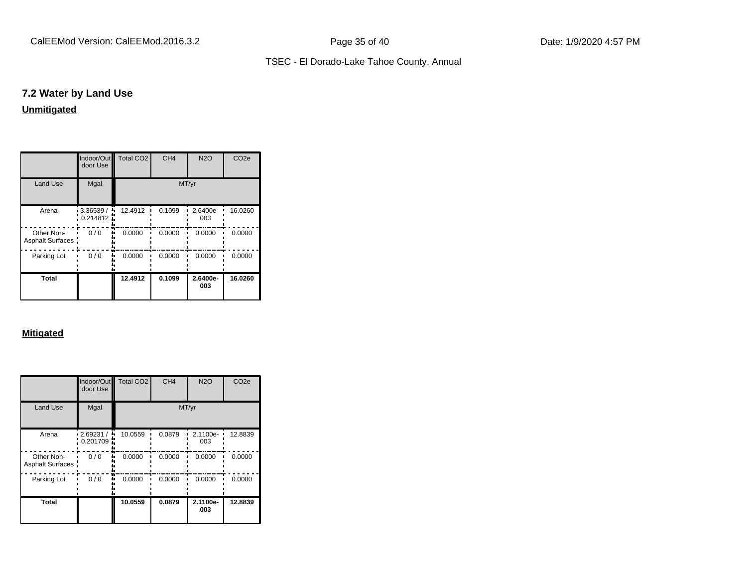### 7.2 Water by Land Use

**Unmitigated**

| | Indoor/Outdoor Use | Total CO2 | CH4 | N2O | CO2e |
|---|---|---|---|---|---|
| Land Use | Mgal | MT/yr | | | |
| Arena | 3.36539 / 0.214812 | 12.4912 | 0.1099 | 2.6400e-003 | 16.0260 |
| Other Non-Asphalt Surfaces | 0 / 0 | 0.0000 | 0.0000 | 0.0000 | 0.0000 |
| Parking Lot | 0 / 0 | 0.0000 | 0.0000 | 0.0000 | 0.0000 |
| **Total** | | **12.4912** | **0.1099** | **2.6400e-003** | **16.0260** |

**Mitigated**

| | Indoor/Outdoor Use | Total CO2 | CH4 | N2O | CO2e |
|---|---|---|---|---|---|
| Land Use | Mgal | MT/yr | | | |
| Arena | 2.69231 / 0.201709 | 10.0559 | 0.0879 | 2.1100e-003 | 12.8839 |
| Other Non-Asphalt Surfaces | 0 / 0 | 0.0000 | 0.0000 | 0.0000 | 0.0000 |
| Parking Lot | 0 / 0 | 0.0000 | 0.0000 | 0.0000 | 0.0000 |
| **Total** | | **10.0559** | **0.0879** | **2.1100e-003** | **12.8839** |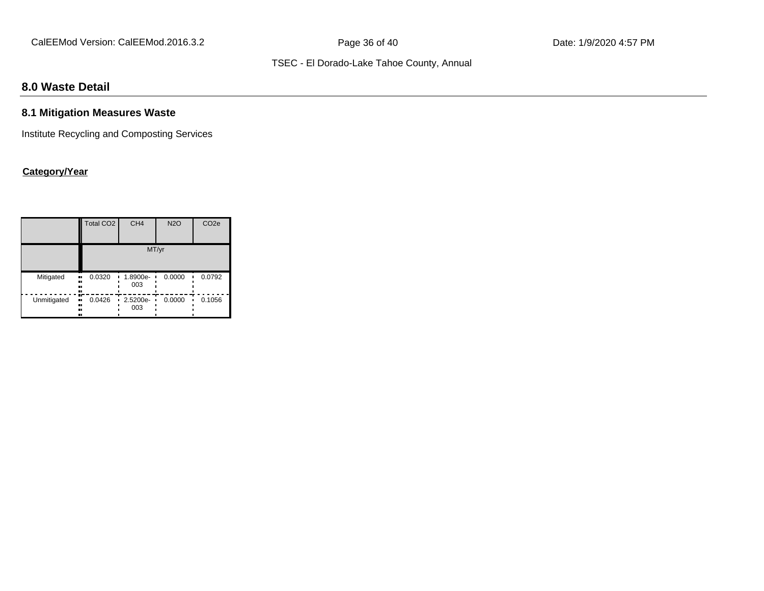## 8.0 Waste Detail

### 8.1 Mitigation Measures Waste

Institute Recycling and Composting Services

**Category/Year**

| | Total CO2 | CH4 | N2O | CO2e |
|---|---|---|---|---|
| | MT/yr | | | |
| Mitigated | 0.0320 | 1.8900e-003 | 0.0000 | 0.0792 |
| Unmitigated | 0.0426 | 2.5200e-003 | 0.0000 | 0.1056 |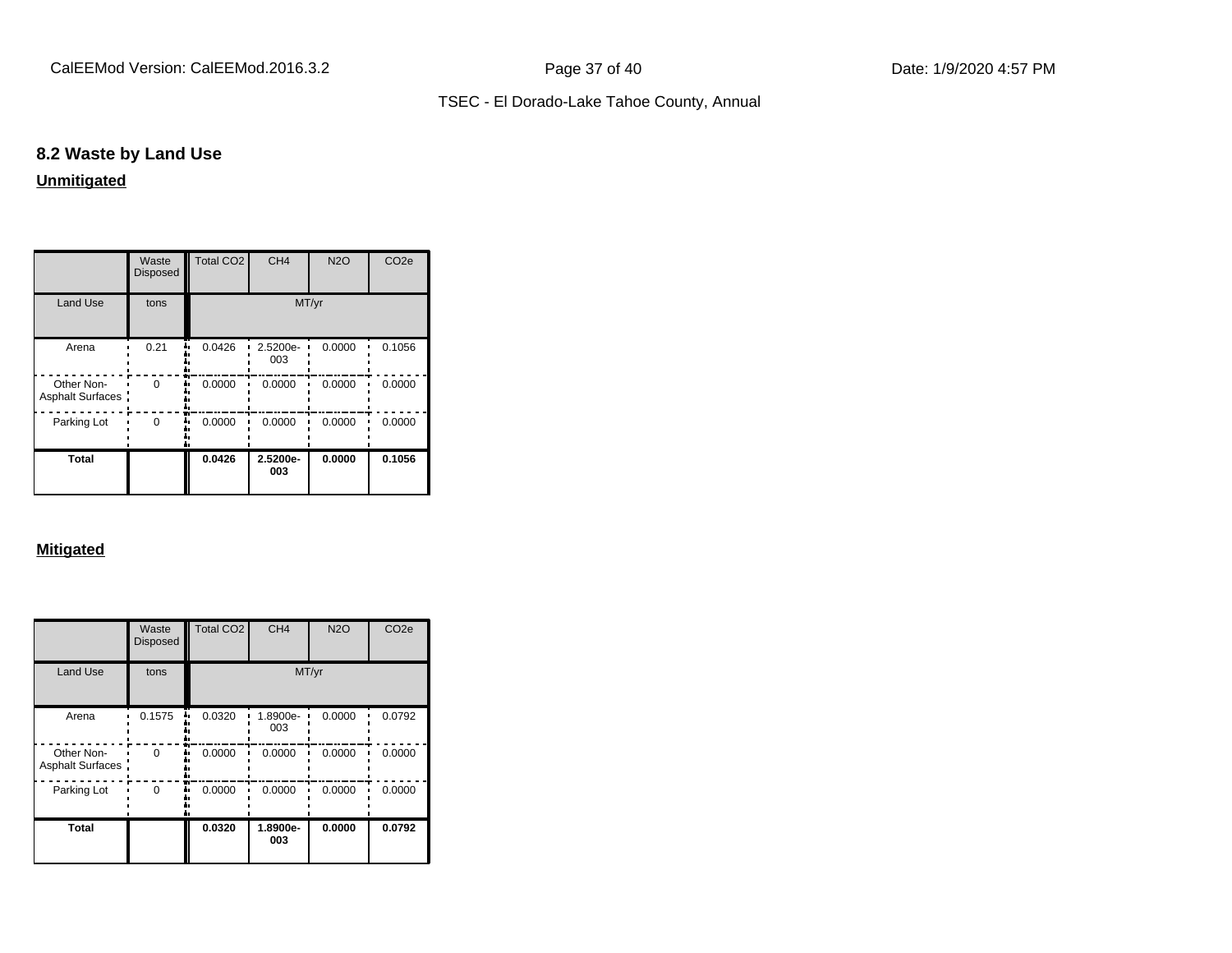## 8.2 Waste by Land Use

**Unmitigated**

| | Waste Disposed | Total CO2 | CH4 | N2O | CO2e |
|---|---|---|---|---|---|
| Land Use | tons | MT/yr | | | |
| Arena | 0.21 | 0.0426 | 2.5200e-003 | 0.0000 | 0.1056 |
| Other Non-Asphalt Surfaces | 0 | 0.0000 | 0.0000 | 0.0000 | 0.0000 |
| Parking Lot | 0 | 0.0000 | 0.0000 | 0.0000 | 0.0000 |
| **Total** | | **0.0426** | **2.5200e-003** | **0.0000** | **0.1056** |

**Mitigated**

| | Waste Disposed | Total CO2 | CH4 | N2O | CO2e |
|---|---|---|---|---|---|
| Land Use | tons | MT/yr | | | |
| Arena | 0.1575 | 0.0320 | 1.8900e-003 | 0.0000 | 0.0792 |
| Other Non-Asphalt Surfaces | 0 | 0.0000 | 0.0000 | 0.0000 | 0.0000 |
| Parking Lot | 0 | 0.0000 | 0.0000 | 0.0000 | 0.0000 |
| **Total** | | **0.0320** | **1.8900e-003** | **0.0000** | **0.0792** |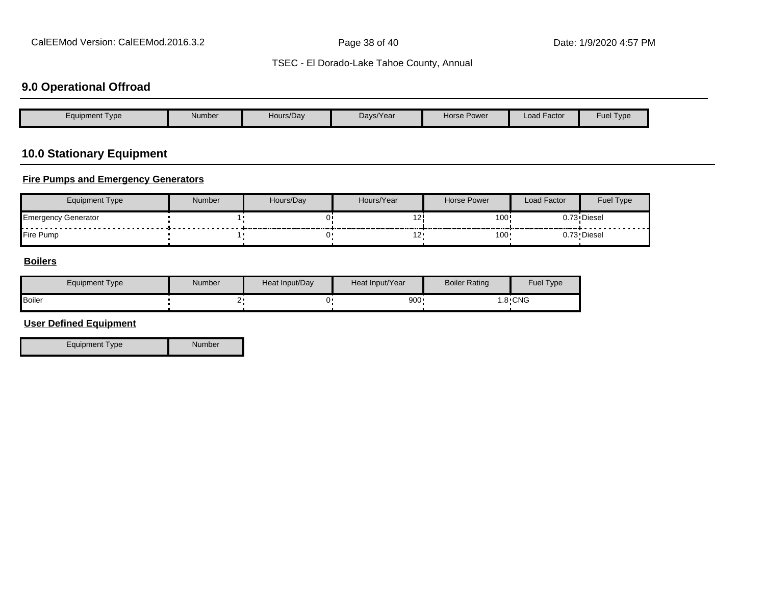## 9.0 Operational Offroad

| Equipment Type | Number | Hours/Day | Days/Year | Horse Power | Load Factor | Fuel Type |
|---|---|---|---|---|---|---|

## 10.0 Stationary Equipment

**Fire Pumps and Emergency Generators**

| Equipment Type | Number | Hours/Day | Hours/Year | Horse Power | Load Factor | Fuel Type |
|---|---|---|---|---|---|---|
| Emergency Generator | 1 | 0 | 12 | 100 | 0.73 | Diesel |
| Fire Pump | 1 | 0 | 12 | 100 | 0.73 | Diesel |

**Boilers**

| Equipment Type | Number | Heat Input/Day | Heat Input/Year | Boiler Rating | Fuel Type |
|---|---|---|---|---|---|
| Boiler | 2 | 0 | 900 | 1.8 | CNG |

**User Defined Equipment**

| Equipment Type | Number |
|---|---|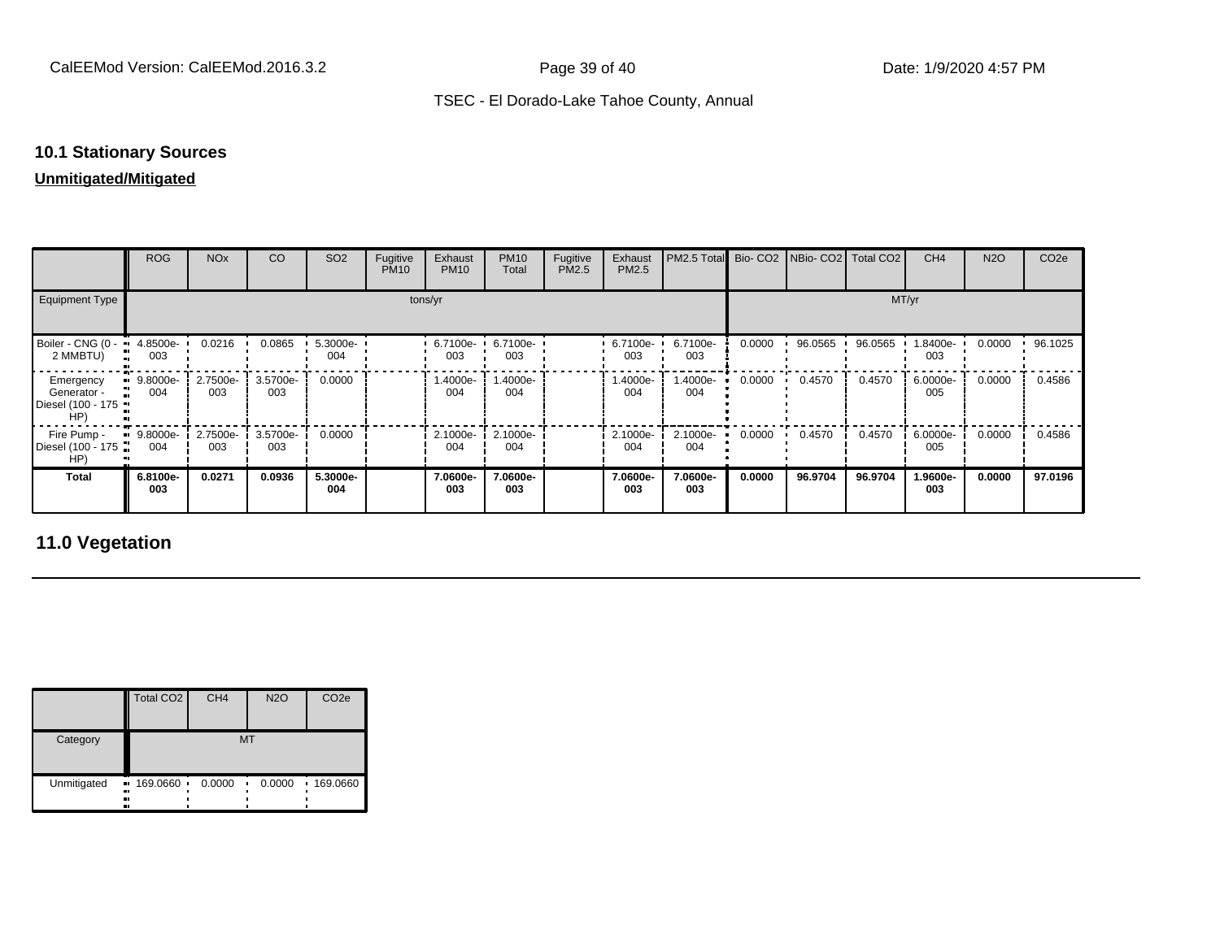## 10.1 Stationary Sources

**Unmitigated/Mitigated**

| | ROG | NOx | CO | SO2 | Fugitive PM10 | Exhaust PM10 | PM10 Total | Fugitive PM2.5 | Exhaust PM2.5 | PM2.5 Total | Bio- CO2 | NBio- CO2 | Total CO2 | CH4 | N2O | CO2e |
|---|---|---|---|---|---|---|---|---|---|---|---|---|---|---|---|---|
| Equipment Type | tons/yr | | | | | | | | | | MT/yr | | | | | |
| Boiler - CNG (0 - 2 MMBTU) | 4.8500e-003 | 0.0216 | 0.0865 | 5.3000e-004 | | 6.7100e-003 | 6.7100e-003 | | 6.7100e-003 | 6.7100e-003 | 0.0000 | 96.0565 | 96.0565 | 1.8400e-003 | 0.0000 | 96.1025 |
| Emergency Generator - Diesel (100 - 175 HP) | 9.8000e-004 | 2.7500e-003 | 3.5700e-003 | 0.0000 | | 1.4000e-004 | 1.4000e-004 | | 1.4000e-004 | 1.4000e-004 | 0.0000 | 0.4570 | 0.4570 | 6.0000e-005 | 0.0000 | 0.4586 |
| Fire Pump - Diesel (100 - 175 HP) | 9.8000e-004 | 2.7500e-003 | 3.5700e-003 | 0.0000 | | 2.1000e-004 | 2.1000e-004 | | 2.1000e-004 | 2.1000e-004 | 0.0000 | 0.4570 | 0.4570 | 6.0000e-005 | 0.0000 | 0.4586 |
| **Total** | **6.8100e-003** | **0.0271** | **0.0936** | **5.3000e-004** | | **7.0600e-003** | **7.0600e-003** | | **7.0600e-003** | **7.0600e-003** | **0.0000** | **96.9704** | **96.9704** | **1.9600e-003** | **0.0000** | **97.0196** |

## 11.0 Vegetation

| | Total CO2 | CH4 | N2O | CO2e |
|---|---|---|---|---|
| Category | MT | | | |
| Unmitigated | 169.0660 | 0.0000 | 0.0000 | 169.0660 |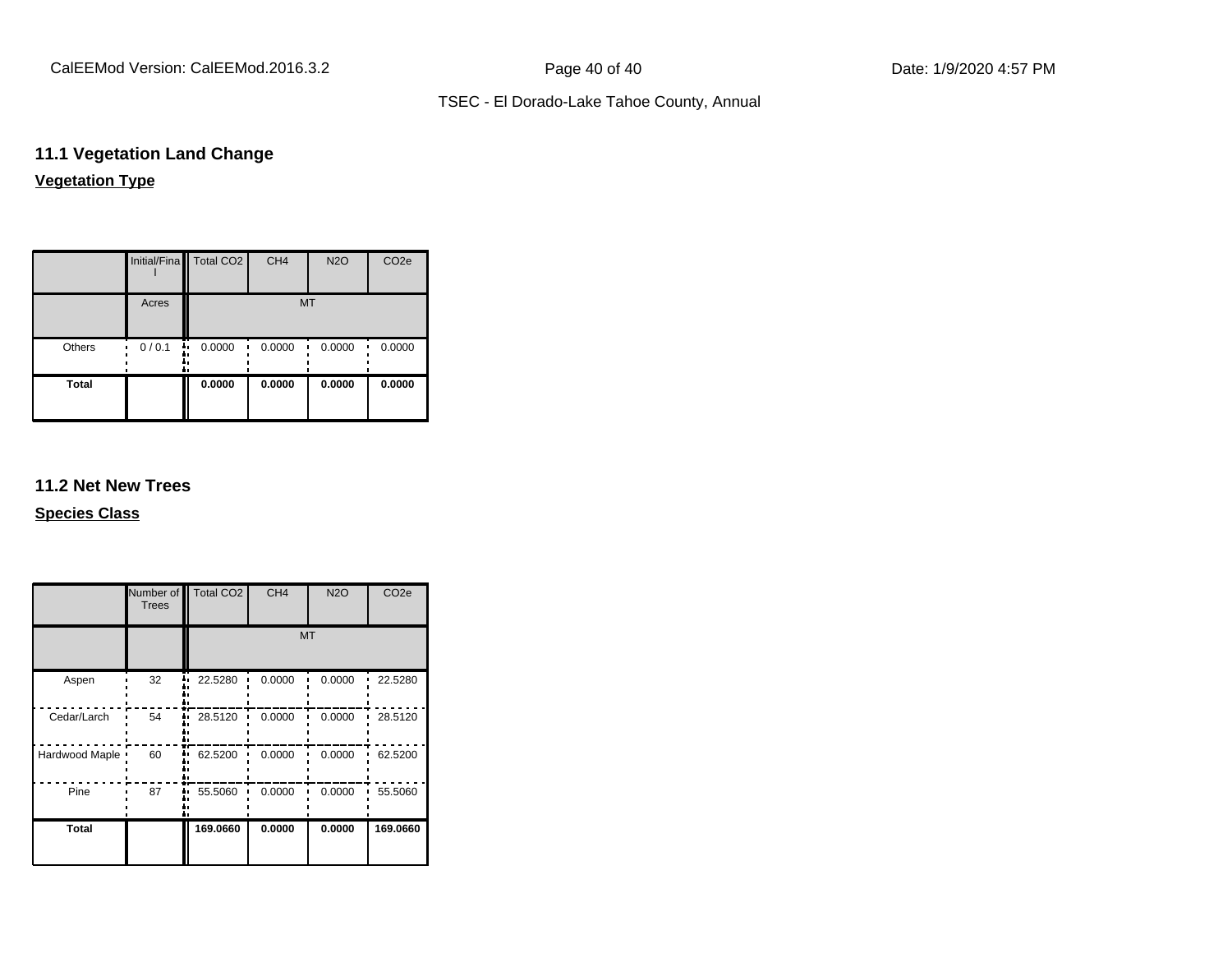## 11.1 Vegetation Land Change

**Vegetation Type**

| | Initial/Final | Total CO2 | CH4 | N2O | CO2e |
|---|---|---|---|---|---|
| | Acres | MT | | | |
| Others | 0 / 0.1 | 0.0000 | 0.0000 | 0.0000 | 0.0000 |
| **Total** | | **0.0000** | **0.0000** | **0.0000** | **0.0000** |

## 11.2 Net New Trees

**Species Class**

| | Number of Trees | Total CO2 | CH4 | N2O | CO2e |
|---|---|---|---|---|---|
| | | MT | | | |
| Aspen | 32 | 22.5280 | 0.0000 | 0.0000 | 22.5280 |
| Cedar/Larch | 54 | 28.5120 | 0.0000 | 0.0000 | 28.5120 |
| Hardwood Maple | 60 | 62.5200 | 0.0000 | 0.0000 | 62.5200 |
| Pine | 87 | 55.5060 | 0.0000 | 0.0000 | 55.5060 |
| **Total** | | **169.0660** | **0.0000** | **0.0000** | **169.0660** |